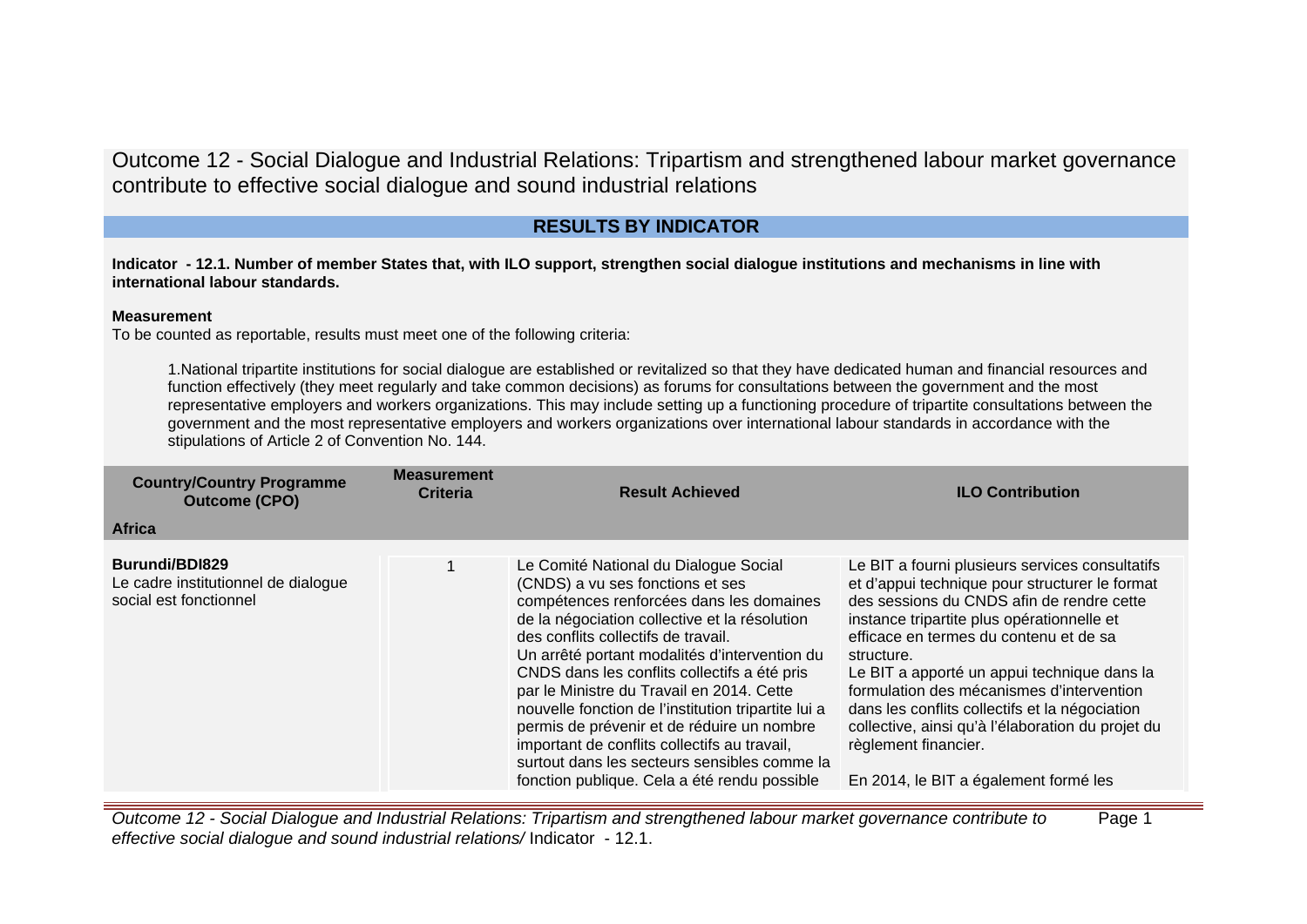# Outcome 12 - Social Dialogue and Industrial Relations: Tripartism and strengthened labour market governance contribute to effective social dialogue and sound industrial relations

## RESULTS BY INDICATOR

**Indicator - 12.1. Number of member States that, with ILO support, strengthen social dialogue institutions and mechanisms in line with international labour standards.**

**Measurement**

To be counted as reportable, results must meet one of the following criteria:

1.National tripartite institutions for social dialogue are established or revitalized so that they have dedicated human and financial resources and function effectively (they meet regularly and take common decisions) as forums for consultations between the government and the most representative employers and workers organizations. This may include setting up a functioning procedure of tripartite consultations between the government and the most representative employers and workers organizations over international labour standards in accordance with the stipulations of Article 2 of Convention No. 144.

| Country/Country Programme Outcome (CPO) | Measurement Criteria | Result Achieved | ILO Contribution |
|---|---|---|---|
| **Africa** | | | |
| **Burundi/BDI829**<br>Le cadre institutionnel de dialogue social est fonctionnel | 1 | Le Comité National du Dialogue Social (CNDS) a vu ses fonctions et ses compétences renforcées dans les domaines de la négociation collective et la résolution des conflits collectifs de travail.<br>Un arrêté portant modalités d'intervention du CNDS dans les conflits collectifs a été pris par le Ministre du Travail en 2014. Cette nouvelle fonction de l'institution tripartite lui a permis de prévenir et de réduire un nombre important de conflits collectifs au travail, surtout dans les secteurs sensibles comme la fonction publique. Cela a été rendu possible | Le BIT a fourni plusieurs services consultatifs et d'appui technique pour structurer le format des sessions du CNDS afin de rendre cette instance tripartite plus opérationnelle et efficace en termes du contenu et de sa structure.<br>Le BIT a apporté un appui technique dans la formulation des mécanismes d'intervention dans les conflits collectifs et la négociation collective, ainsi qu'à l'élaboration du projet du règlement financier.<br><br>En 2014, le BIT a également formé les |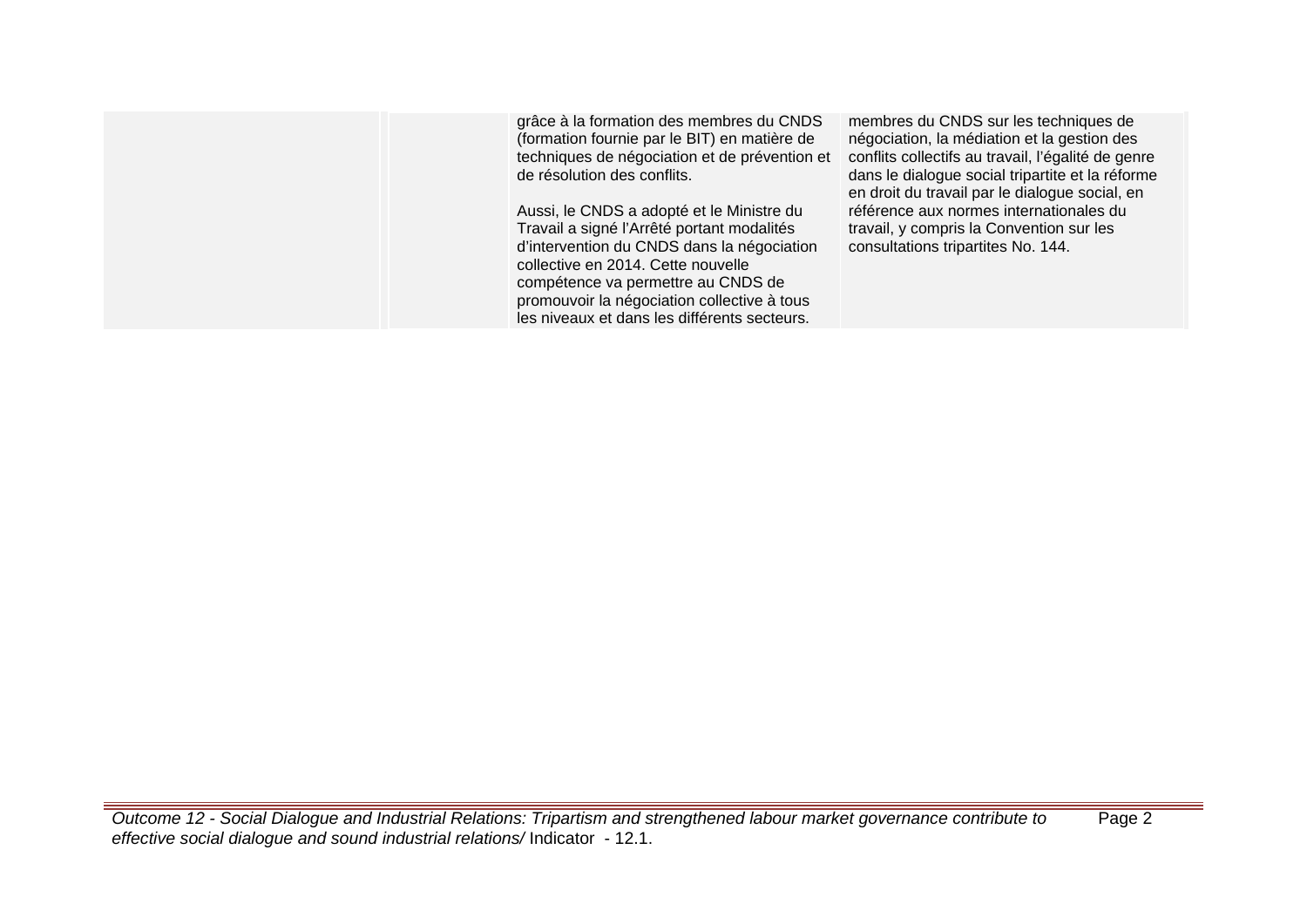| | | | | |
|---|---|---|---|---|
| | | | grâce à la formation des membres du CNDS (formation fournie par le BIT) en matière de techniques de négociation et de prévention et de résolution des conflits.<br><br>Aussi, le CNDS a adopté et le Ministre du Travail a signé l'Arrêté portant modalités d'intervention du CNDS dans la négociation collective en 2014. Cette nouvelle compétence va permettre au CNDS de promouvoir la négociation collective à tous les niveaux et dans les différents secteurs. | membres du CNDS sur les techniques de négociation, la médiation et la gestion des conflits collectifs au travail, l'égalité de genre dans le dialogue social tripartite et la réforme en droit du travail par le dialogue social, en référence aux normes internationales du travail, y compris la Convention sur les consultations tripartites No. 144. |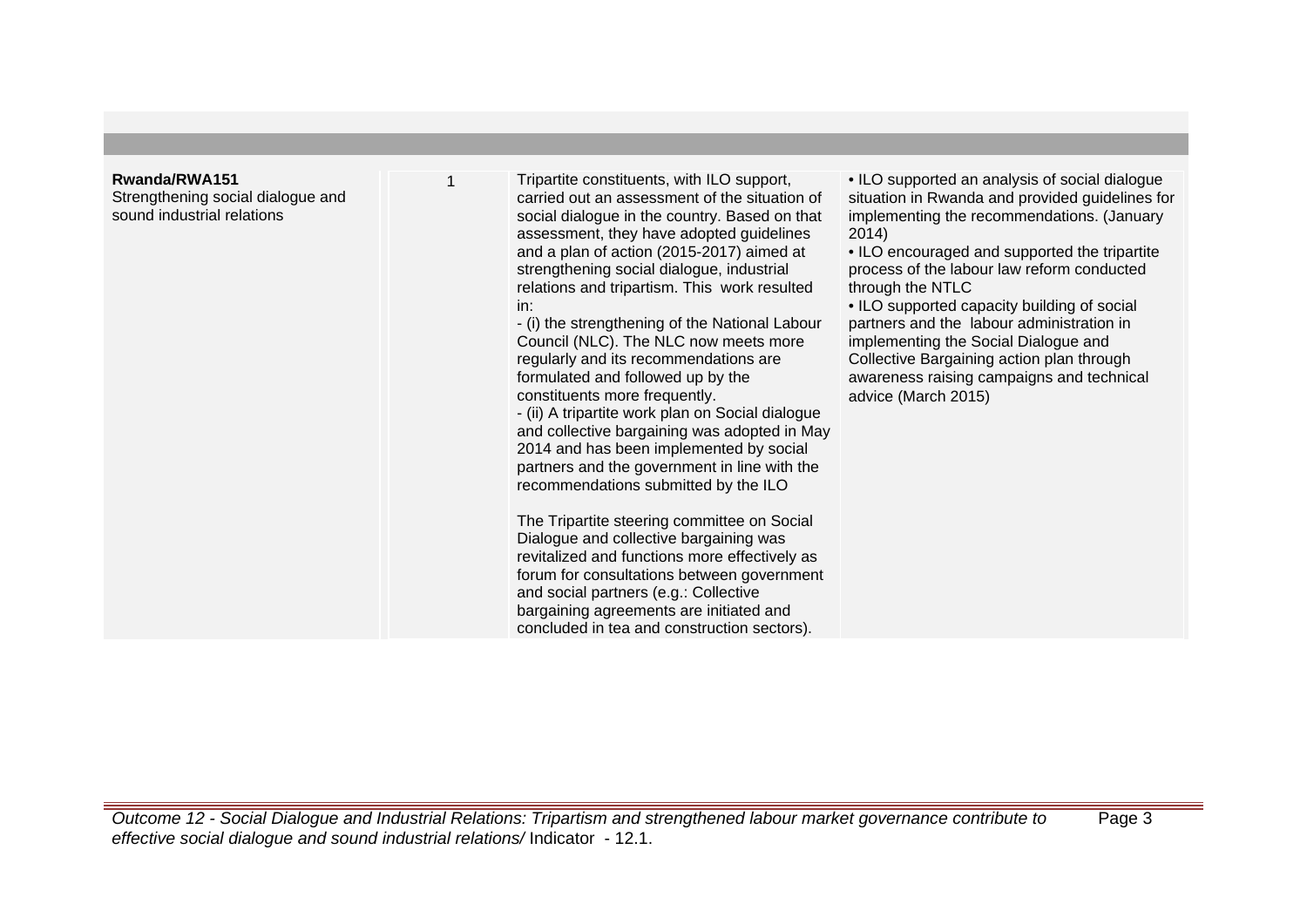| | | | |
|---|---|---|---|
| **Rwanda/RWA151**<br>Strengthening social dialogue and sound industrial relations | 1 | Tripartite constituents, with ILO support, carried out an assessment of the situation of social dialogue in the country. Based on that assessment, they have adopted guidelines and a plan of action (2015-2017) aimed at strengthening social dialogue, industrial relations and tripartism. This work resulted in:<br>- (i) the strengthening of the National Labour Council (NLC). The NLC now meets more regularly and its recommendations are formulated and followed up by the constituents more frequently.<br>- (ii) A tripartite work plan on Social dialogue and collective bargaining was adopted in May 2014 and has been implemented by social partners and the government in line with the recommendations submitted by the ILO<br><br>The Tripartite steering committee on Social Dialogue and collective bargaining was revitalized and functions more effectively as forum for consultations between government and social partners (e.g.: Collective bargaining agreements are initiated and concluded in tea and construction sectors). | • ILO supported an analysis of social dialogue situation in Rwanda and provided guidelines for implementing the recommendations. (January 2014)<br>• ILO encouraged and supported the tripartite process of the labour law reform conducted through the NTLC<br>• ILO supported capacity building of social partners and the labour administration in implementing the Social Dialogue and Collective Bargaining action plan through awareness raising campaigns and technical advice (March 2015) |

*Outcome 12 - Social Dialogue and Industrial Relations: Tripartism and strengthened labour market governance contribute to effective social dialogue and sound industrial relations/* Indicator - 12.1.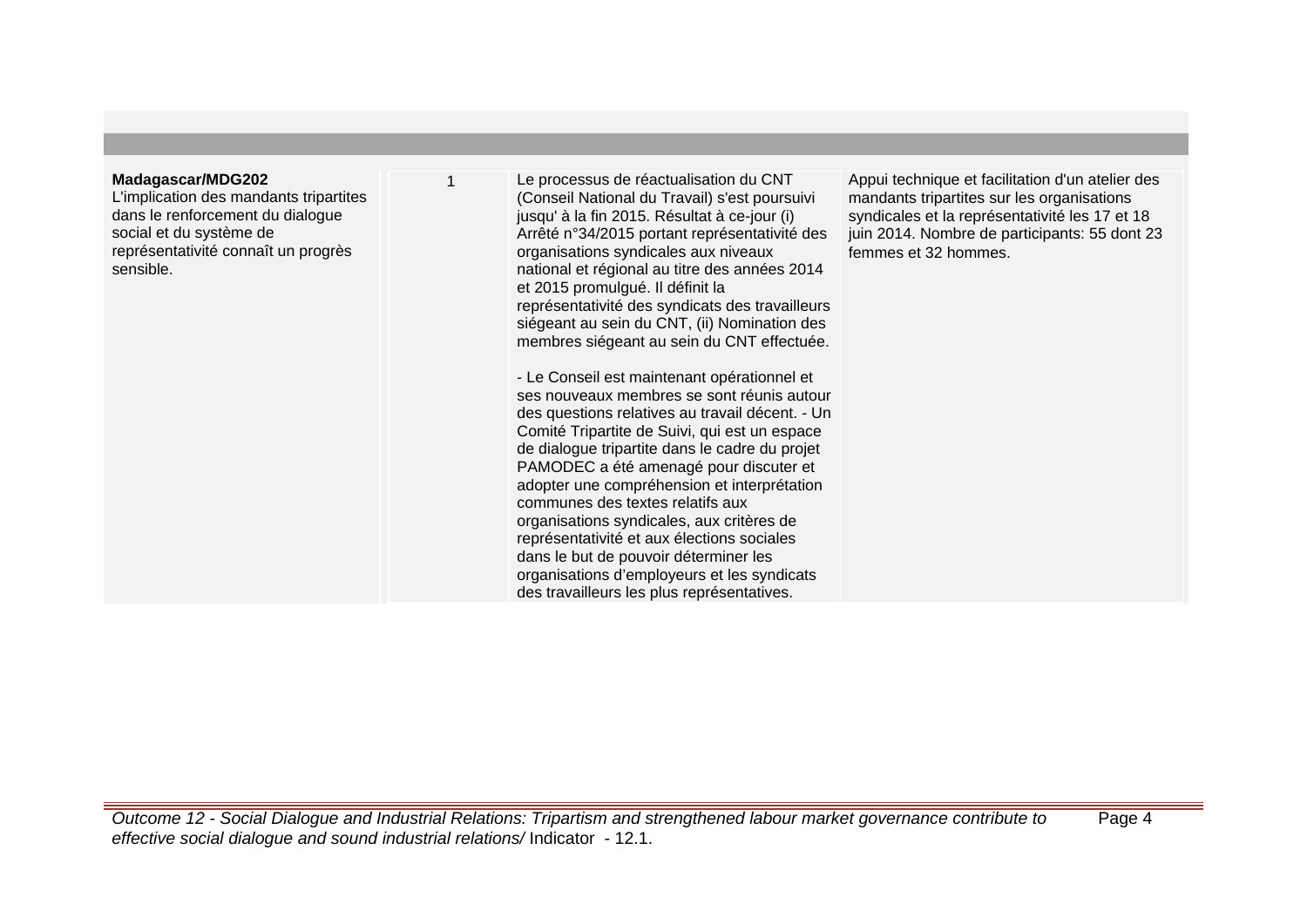| | | | |
|---|---|---|---|
| **Madagascar/MDG202**<br>L'implication des mandants tripartites dans le renforcement du dialogue social et du système de représentativité connaît un progrès sensible. | 1 | Le processus de réactualisation du CNT (Conseil National du Travail) s'est poursuivi jusqu' à la fin 2015. Résultat à ce-jour (i) Arrêté n°34/2015 portant représentativité des organisations syndicales aux niveaux national et régional au titre des années 2014 et 2015 promulgué. Il définit la représentativité des syndicats des travailleurs siégeant au sein du CNT, (ii) Nomination des membres siégeant au sein du CNT effectuée.<br><br>- Le Conseil est maintenant opérationnel et ses nouveaux membres se sont réunis autour des questions relatives au travail décent. - Un Comité Tripartite de Suivi, qui est un espace de dialogue tripartite dans le cadre du projet PAMODEC a été amenagé pour discuter et adopter une compréhension et interprétation communes des textes relatifs aux organisations syndicales, aux critères de représentativité et aux élections sociales dans le but de pouvoir déterminer les organisations d'employeurs et les syndicats des travailleurs les plus représentatives. | Appui technique et facilitation d'un atelier des mandants tripartites sur les organisations syndicales et la représentativité les 17 et 18 juin 2014. Nombre de participants: 55 dont 23 femmes et 32 hommes. |

*Outcome 12 - Social Dialogue and Industrial Relations: Tripartism and strengthened labour market governance contribute to effective social dialogue and sound industrial relations/* Indicator - 12.1.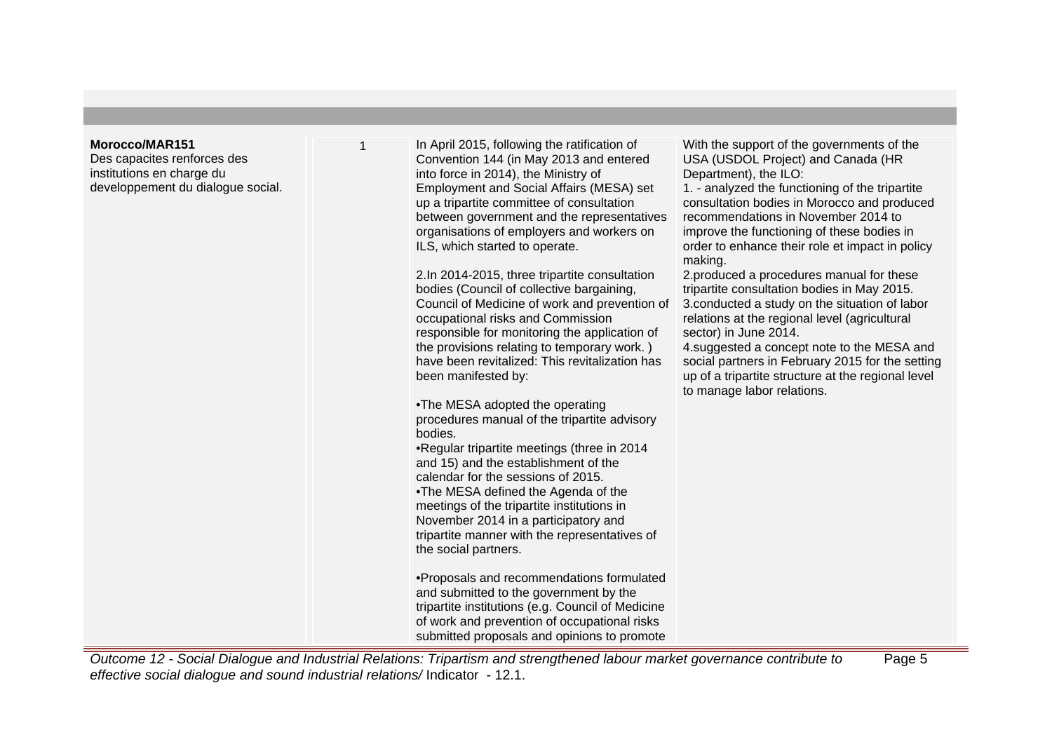| | | | |
|---|---|---|---|
| **Morocco/MAR151**<br>Des capacites renforces des institutions in charge du developpement du dialogue social. | 1 | In April 2015, following the ratification of Convention 144 (in May 2013 and entered into force in 2014), the Ministry of Employment and Social Affairs (MESA) set up a tripartite committee of consultation between government and the representatives organisations of employers and workers on ILS, which started to operate.<br><br>2.In 2014-2015, three tripartite consultation bodies (Council of collective bargaining, Council of Medicine of work and prevention of occupational risks and Commission responsible for monitoring the application of the provisions relating to temporary work. ) have been revitalized: This revitalization has been manifested by:<br><br>•The MESA adopted the operating procedures manual of the tripartite advisory bodies.<br>•Regular tripartite meetings (three in 2014 and 15) and the establishment of the calendar for the sessions of 2015.<br>•The MESA defined the Agenda of the meetings of the tripartite institutions in November 2014 in a participatory and tripartite manner with the representatives of the social partners.<br><br>•Proposals and recommendations formulated and submitted to the government by the tripartite institutions (e.g. Council of Medicine of work and prevention of occupational risks submitted proposals and opinions to promote | With the support of the governments of the USA (USDOL Project) and Canada (HR Department), the ILO:<br>1. - analyzed the functioning of the tripartite consultation bodies in Morocco and produced recommendations in November 2014 to improve the functioning of these bodies in order to enhance their role et impact in policy making.<br>2.produced a procedures manual for these tripartite consultation bodies in May 2015.<br>3.conducted a study on the situation of labor relations at the regional level (agricultural sector) in June 2014.<br>4.suggested a concept note to the MESA and social partners in February 2015 for the setting up of a tripartite structure at the regional level to manage labor relations. |

*Outcome 12 - Social Dialogue and Industrial Relations: Tripartism and strengthened labour market governance contribute to effective social dialogue and sound industrial relations/* Indicator - 12.1.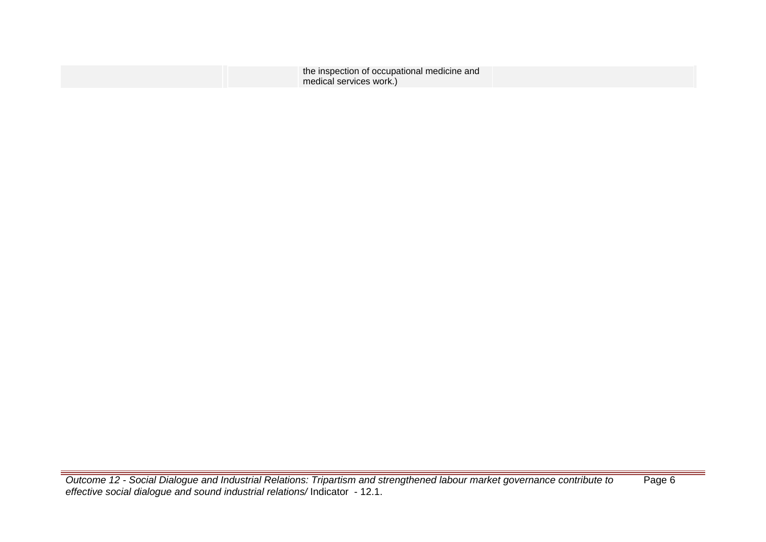| | | | | |
|---|---|---|---|---|
| | | | the inspection of occupational medicine and medical services work.) | |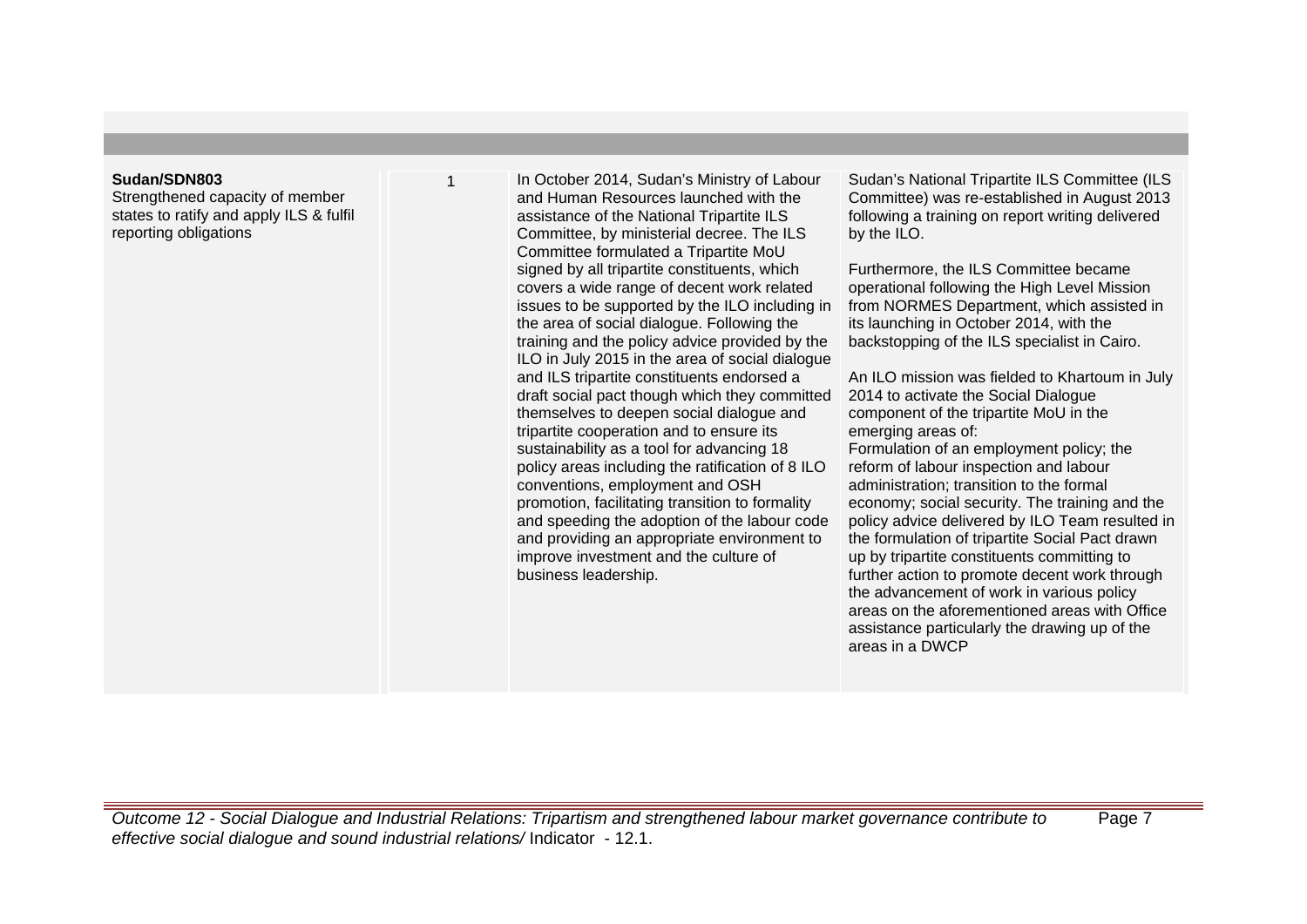| | | | |
|---|---|---|---|
| **Sudan/SDN803**<br>Strengthened capacity of member states to ratify and apply ILS & fulfil reporting obligations | 1 | In October 2014, Sudan's Ministry of Labour and Human Resources launched with the assistance of the National Tripartite ILS Committee, by ministerial decree. The ILS Committee formulated a Tripartite MoU signed by all tripartite constituents, which covers a wide range of decent work related issues to be supported by the ILO including in the area of social dialogue. Following the training and the policy advice provided by the ILO in July 2015 in the area of social dialogue and ILS tripartite constituents endorsed a draft social pact though which they committed themselves to deepen social dialogue and tripartite cooperation and to ensure its sustainability as a tool for advancing 18 policy areas including the ratification of 8 ILO conventions, employment and OSH promotion, facilitating transition to formality and speeding the adoption of the labour code and providing an appropriate environment to improve investment and the culture of business leadership. | Sudan's National Tripartite ILS Committee (ILS Committee) was re-established in August 2013 following a training on report writing delivered by the ILO.<br><br>Furthermore, the ILS Committee became operational following the High Level Mission from NORMES Department, which assisted in its launching in October 2014, with the backstopping of the ILS specialist in Cairo.<br><br>An ILO mission was fielded to Khartoum in July 2014 to activate the Social Dialogue component of the tripartite MoU in the emerging areas of:<br>Formulation of an employment policy; the reform of labour inspection and labour administration; transition to the formal economy; social security. The training and the policy advice delivered by ILO Team resulted in the formulation of tripartite Social Pact drawn up by tripartite constituents committing to further action to promote decent work through the advancement of work in various policy areas on the aforementioned areas with Office assistance particularly the drawing up of the areas in a DWCP |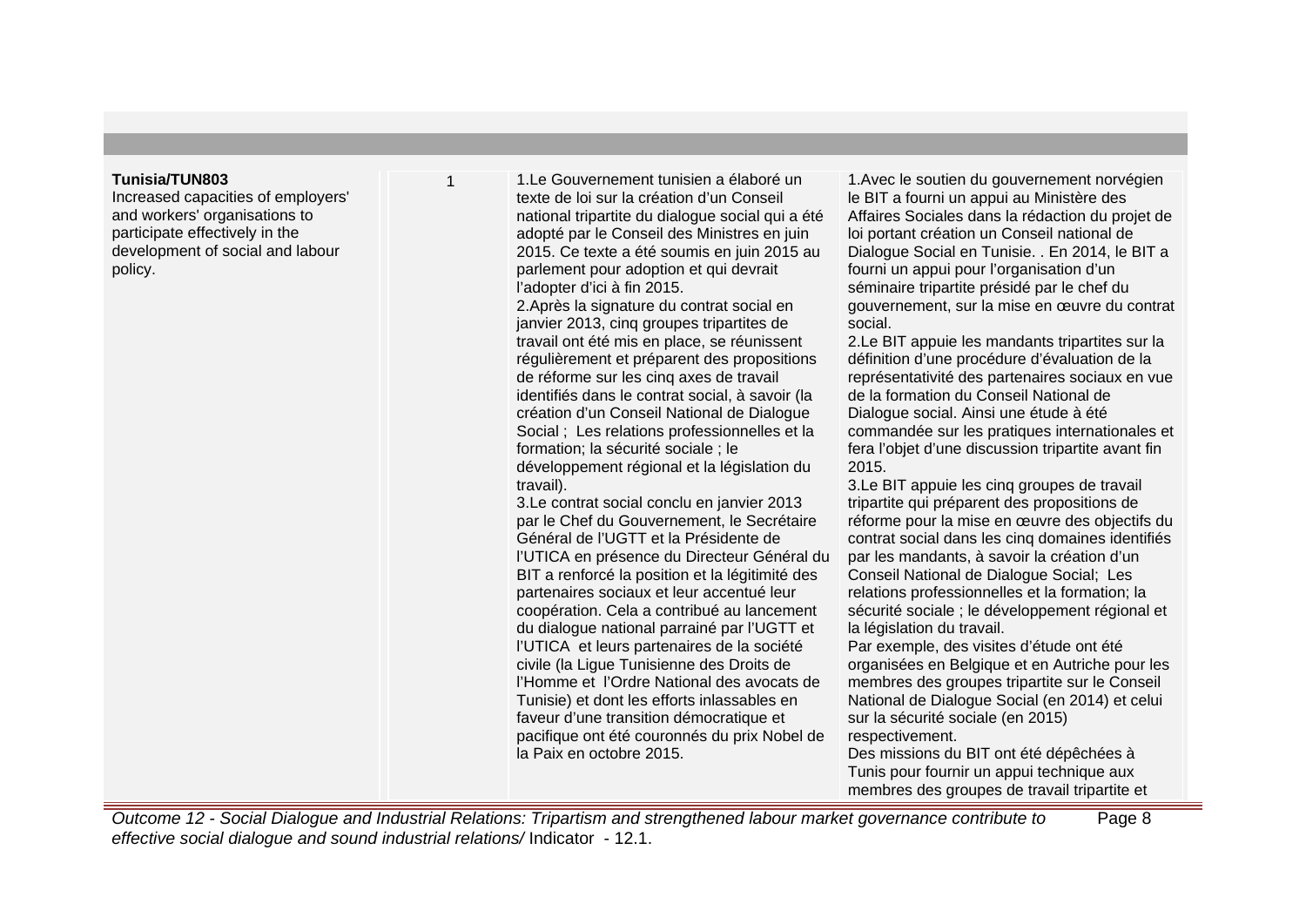| | | | |
|---|---|---|---|
| **Tunisia/TUN803**<br>Increased capacities of employers' and workers' organisations to participate effectively in the development of social and labour policy. | 1 | 1.Le Gouvernement tunisien a élaboré un texte de loi sur la création d'un Conseil national tripartite du dialogue social qui a été adopté par le Conseil des Ministres en juin 2015. Ce texte a été soumis en juin 2015 au parlement pour adoption et qui devrait l'adopter d'ici à fin 2015.<br>2.Après la signature du contrat social en janvier 2013, cinq groupes tripartites de travail ont été mis en place, se réunissent régulièrement et préparent des propositions de réforme sur les cinq axes de travail identifiés dans le contrat social, à savoir (la création d'un Conseil National de Dialogue Social ; Les relations professionnelles et la formation; la sécurité sociale ; le développement régional et la législation du travail).<br>3.Le contrat social conclu en janvier 2013 par le Chef du Gouvernement, le Secrétaire Général de l'UGTT et la Présidente de l'UTICA en présence du Directeur Général du BIT a renforcé la position et la légitimité des partenaires sociaux et leur accentué leur coopération. Cela a contribué au lancement du dialogue national parrainé par l'UGTT et l'UTICA et leurs partenaires de la société civile (la Ligue Tunisienne des Droits de l'Homme et l'Ordre National des avocats de Tunisie) et dont les efforts inlassables en faveur d'une transition démocratique et pacifique ont été couronnés du prix Nobel de la Paix en octobre 2015. | 1.Avec le soutien du gouvernement norvégien le BIT a fourni un appui au Ministère des Affaires Sociales dans la rédaction du projet de loi portant création un Conseil national de Dialogue Social en Tunisie. . En 2014, le BIT a fourni un appui pour l'organisation d'un séminaire tripartite présidé par le chef du gouvernement, sur la mise en œuvre du contrat social.<br>2.Le BIT appuie les mandants tripartites sur la définition d'une procédure d'évaluation de la représentativité des partenaires sociaux en vue de la formation du Conseil National de Dialogue social. Ainsi une étude à été commandée sur les pratiques internationales et fera l'objet d'une discussion tripartite avant fin 2015.<br>3.Le BIT appuie les cinq groupes de travail tripartite qui préparent des propositions de réforme pour la mise en œuvre des objectifs du contrat social dans les cinq domaines identifiés par les mandants, à savoir la création d'un Conseil National de Dialogue Social; Les relations professionnelles et la formation; la sécurité sociale ; le développement régional et la législation du travail.<br>Par exemple, des visites d'étude ont été organisées en Belgique et en Autriche pour les membres des groupes tripartite sur le Conseil National de Dialogue Social (en 2014) et celui sur la sécurité sociale (en 2015) respectivement.<br>Des missions du BIT ont été dépêchées à Tunis pour fournir un appui technique aux membres des groupes de travail tripartite et |

*Outcome 12 - Social Dialogue and Industrial Relations: Tripartism and strengthened labour market governance contribute to effective social dialogue and sound industrial relations/* Indicator - 12.1.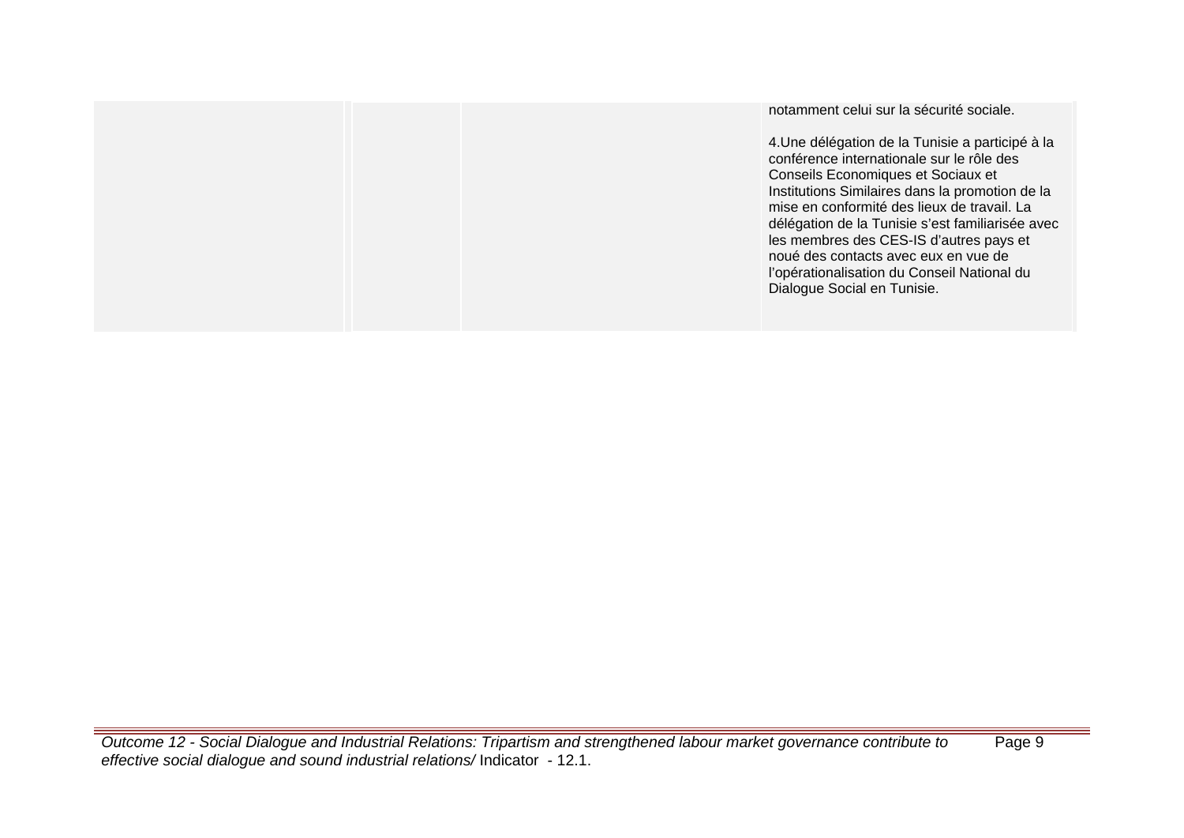| | | | | |
|---|---|---|---|---|
| | | | | notamment celui sur la sécurité sociale.<br><br>4.Une délégation de la Tunisie a participé à la conférence internationale sur le rôle des Conseils Economiques et Sociaux et Institutions Similaires dans la promotion de la mise en conformité des lieux de travail. La délégation de la Tunisie s'est familiarisée avec les membres des CES-IS d'autres pays et noué des contacts avec eux en vue de l'opérationalisation du Conseil National du Dialogue Social en Tunisie. |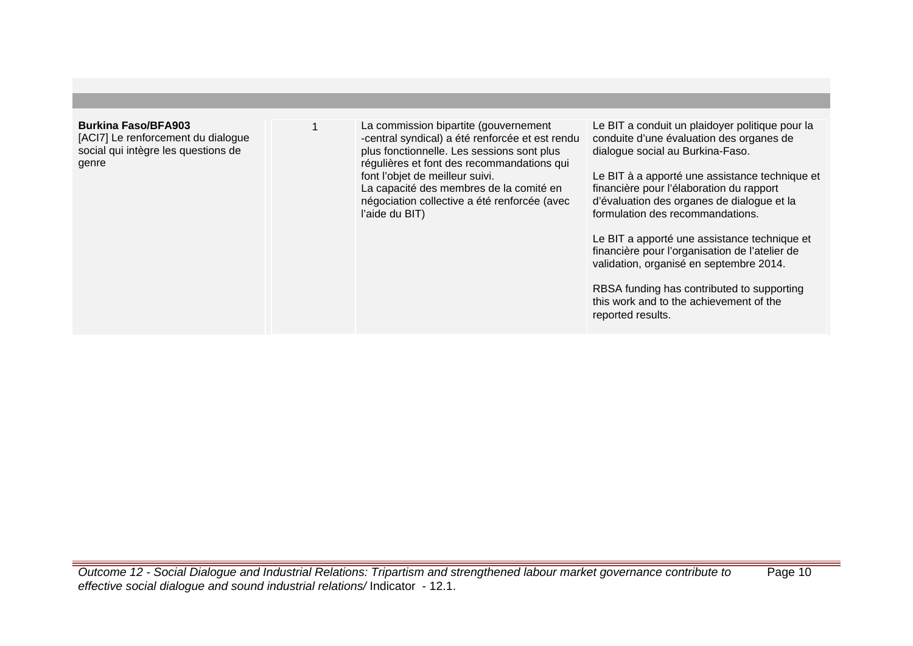| | | | |
|---|---|---|---|
| **Burkina Faso/BFA903**<br>[ACI7] Le renforcement du dialogue social qui intègre les questions de genre | 1 | La commission bipartite (gouvernement -central syndical) a été renforcée et est rendu plus fonctionnelle. Les sessions sont plus régulières et font des recommandations qui font l'objet de meilleur suivi.<br>La capacité des membres de la comité en négociation collective a été renforcée (avec l'aide du BIT) | Le BIT a conduit un plaidoyer politique pour la conduite d'une évaluation des organes de dialogue social au Burkina-Faso.<br><br>Le BIT à a apporté une assistance technique et financière pour l'élaboration du rapport d'évaluation des organes de dialogue et la formulation des recommandations.<br><br>Le BIT a apporté une assistance technique et financière pour l'organisation de l'atelier de validation, organisé en septembre 2014.<br><br>RBSA funding has contributed to supporting this work and to the achievement of the reported results. |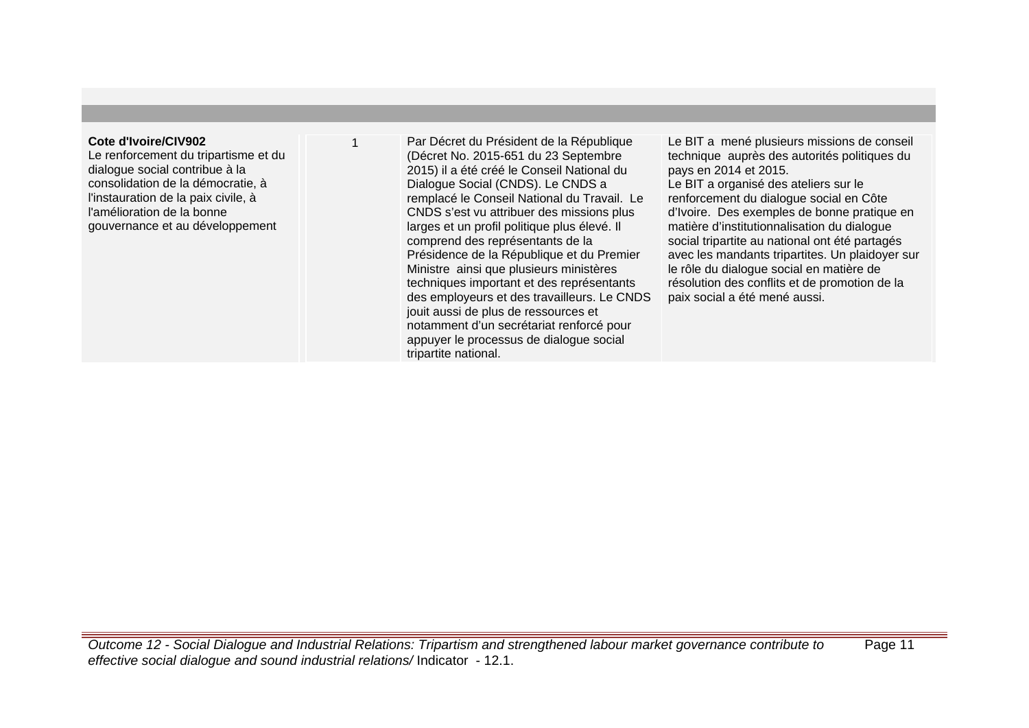| | | | |
|---|---|---|---|
| **Cote d'Ivoire/CIV902**<br>Le renforcement du tripartisme et du dialogue social contribue à la consolidation de la démocratie, à l'instauration de la paix civile, à l'amélioration de la bonne gouvernance et au développement | 1 | Par Décret du Président de la République (Décret No. 2015-651 du 23 Septembre 2015) il a été créé le Conseil National du Dialogue Social (CNDS). Le CNDS a remplacé le Conseil National du Travail. Le CNDS s'est vu attribuer des missions plus larges et un profil politique plus élevé. Il comprend des représentants de la Présidence de la République et du Premier Ministre ainsi que plusieurs ministères techniques important et des représentants des employeurs et des travailleurs. Le CNDS jouit aussi de plus de ressources et notamment d'un secrétariat renforcé pour appuyer le processus de dialogue social tripartite national. | Le BIT a mené plusieurs missions de conseil technique auprès des autorités politiques du pays en 2014 et 2015.<br>Le BIT a organisé des ateliers sur le renforcement du dialogue social en Côte d'Ivoire. Des exemples de bonne pratique en matière d'institutionnalisation du dialogue social tripartite au national ont été partagés avec les mandants tripartites. Un plaidoyer sur le rôle du dialogue social en matière de résolution des conflits et de promotion de la paix social a été mené aussi. |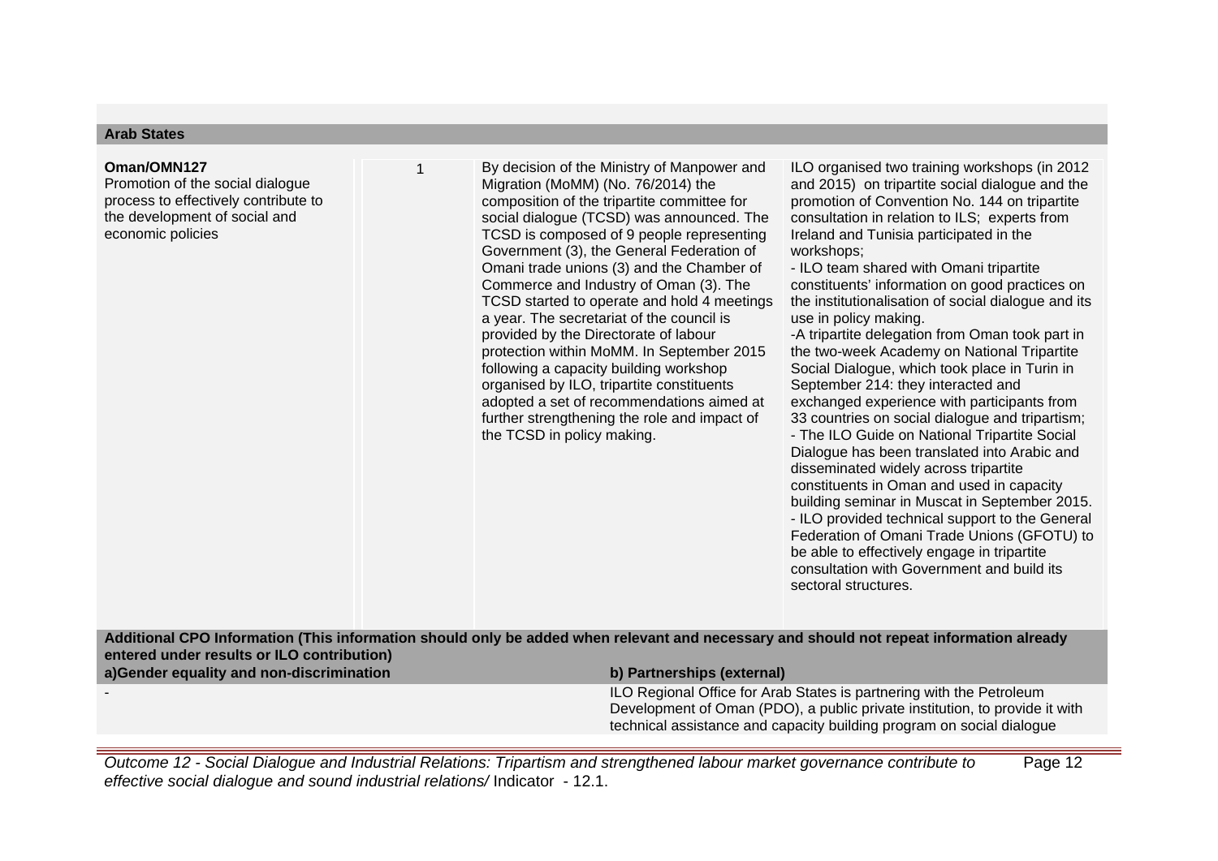**Arab States**

| | | | |
|---|---|---|---|
| **Oman/OMN127**<br>Promotion of the social dialogue process to effectively contribute to the development of social and economic policies | 1 | By decision of the Ministry of Manpower and Migration (MoMM) (No. 76/2014) the composition of the tripartite committee for social dialogue (TCSD) was announced. The TCSD is composed of 9 people representing Government (3), the General Federation of Omani trade unions (3) and the Chamber of Commerce and Industry of Oman (3). The TCSD started to operate and hold 4 meetings a year. The secretariat of the council is provided by the Directorate of labour protection within MoMM. In September 2015 following a capacity building workshop organised by ILO, tripartite constituents adopted a set of recommendations aimed at further strengthening the role and impact of the TCSD in policy making. | ILO organised two training workshops (in 2012 and 2015) on tripartite social dialogue and the promotion of Convention No. 144 on tripartite consultation in relation to ILS; experts from Ireland and Tunisia participated in the workshops;<br>- ILO team shared with Omani tripartite constituents' information on good practices on the institutionalisation of social dialogue and its use in policy making.<br>-A tripartite delegation from Oman took part in the two-week Academy on National Tripartite Social Dialogue, which took place in Turin in September 214: they interacted and exchanged experience with participants from 33 countries on social dialogue and tripartism;<br>- The ILO Guide on National Tripartite Social Dialogue has been translated into Arabic and disseminated widely across tripartite constituents in Oman and used in capacity building seminar in Muscat in September 2015.<br>- ILO provided technical support to the General Federation of Omani Trade Unions (GFOTU) to be able to effectively engage in tripartite consultation with Government and build its sectoral structures. |

**Additional CPO Information (This information should only be added when relevant and necessary and should not repeat information already entered under results or ILO contribution)**

| a)Gender equality and non-discrimination | b) Partnerships (external) |
|---|---|
| - | ILO Regional Office for Arab States is partnering with the Petroleum Development of Oman (PDO), a public private institution, to provide it with technical assistance and capacity building program on social dialogue |

*Outcome 12 - Social Dialogue and Industrial Relations: Tripartism and strengthened labour market governance contribute to effective social dialogue and sound industrial relations/* Indicator - 12.1.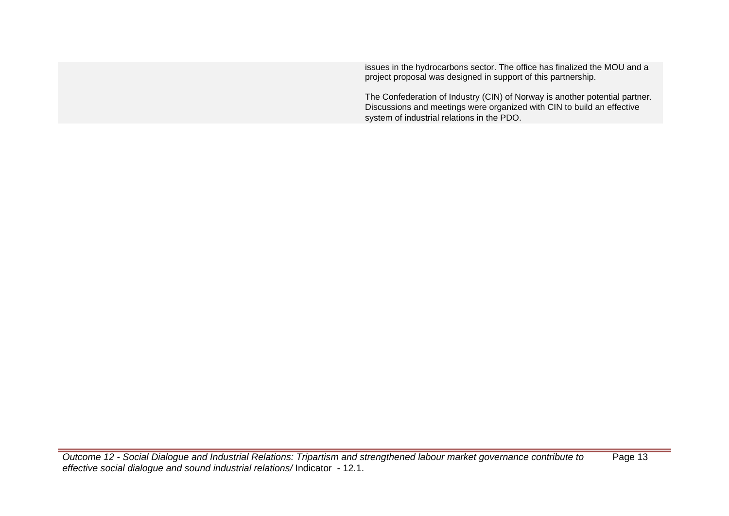| | |
|---|---|
| | issues in the hydrocarbons sector. The office has finalized the MOU and a project proposal was designed in support of this partnership.<br><br>The Confederation of Industry (CIN) of Norway is another potential partner. Discussions and meetings were organized with CIN to build an effective system of industrial relations in the PDO. |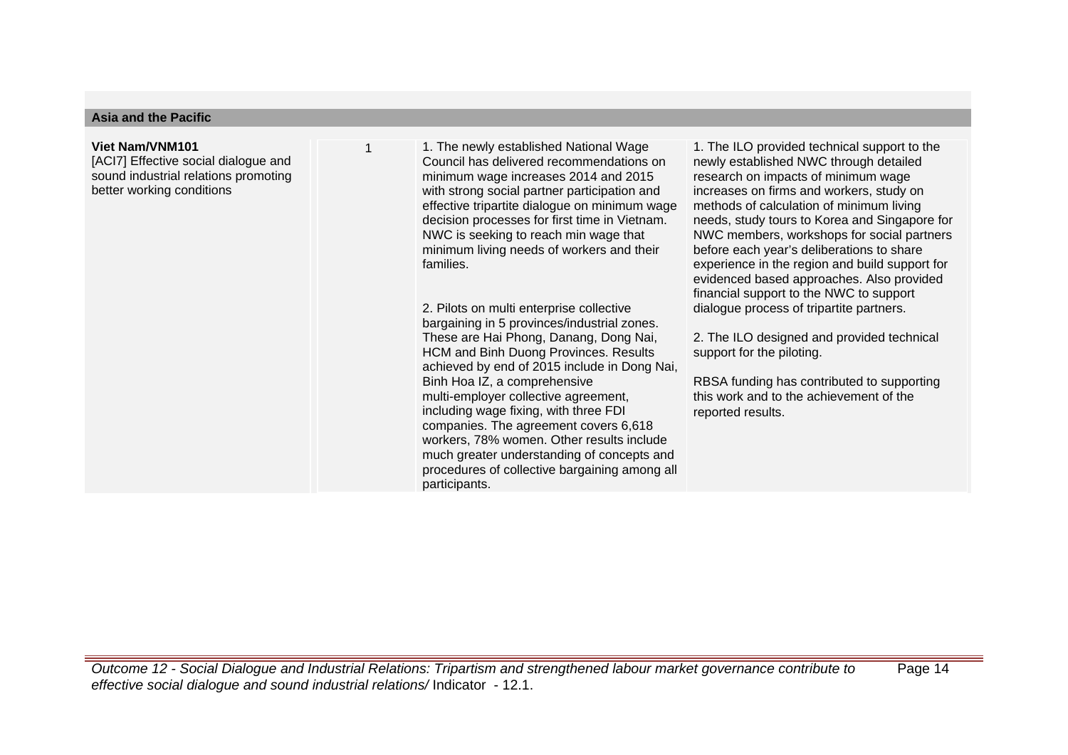**Asia and the Pacific**

| | | | |
|---|---|---|---|
| **Viet Nam/VNM101**<br>[ACI7] Effective social dialogue and sound industrial relations promoting better working conditions | 1 | 1. The newly established National Wage Council has delivered recommendations on minimum wage increases 2014 and 2015 with strong social partner participation and effective tripartite dialogue on minimum wage decision processes for first time in Vietnam. NWC is seeking to reach min wage that minimum living needs of workers and their families.<br><br>2. Pilots on multi enterprise collective bargaining in 5 provinces/industrial zones. These are Hai Phong, Danang, Dong Nai, HCM and Binh Duong Provinces. Results achieved by end of 2015 include in Dong Nai, Binh Hoa IZ, a comprehensive multi-employer collective agreement, including wage fixing, with three FDI companies. The agreement covers 6,618 workers, 78% women. Other results include much greater understanding of concepts and procedures of collective bargaining among all participants. | 1. The ILO provided technical support to the newly established NWC through detailed research on impacts of minimum wage increases on firms and workers, study on methods of calculation of minimum living needs, study tours to Korea and Singapore for NWC members, workshops for social partners before each year's deliberations to share experience in the region and build support for evidenced based approaches. Also provided financial support to the NWC to support dialogue process of tripartite partners.<br><br>2. The ILO designed and provided technical support for the piloting.<br><br>RBSA funding has contributed to supporting this work and to the achievement of the reported results. |

*Outcome 12 - Social Dialogue and Industrial Relations: Tripartism and strengthened labour market governance contribute to effective social dialogue and sound industrial relations/* Indicator - 12.1.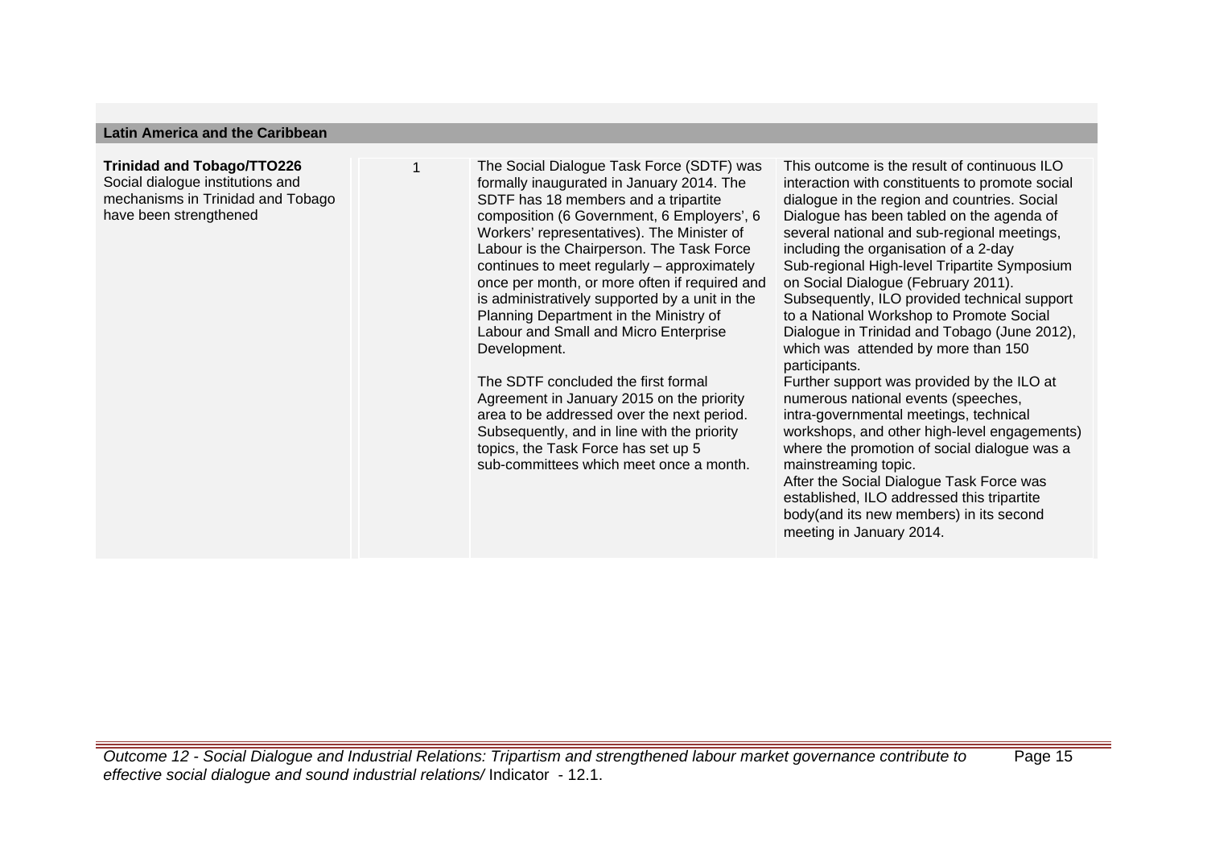| Latin America and the Caribbean | | | |
|---|---|---|---|
| **Trinidad and Tobago/TTO226** Social dialogue institutions and mechanisms in Trinidad and Tobago have been strengthened | 1 | The Social Dialogue Task Force (SDTF) was formally inaugurated in January 2014. The SDTF has 18 members and a tripartite composition (6 Government, 6 Employers', 6 Workers' representatives). The Minister of Labour is the Chairperson. The Task Force continues to meet regularly – approximately once per month, or more often if required and is administratively supported by a unit in the Planning Department in the Ministry of Labour and Small and Micro Enterprise Development.<br><br>The SDTF concluded the first formal Agreement in January 2015 on the priority area to be addressed over the next period. Subsequently, and in line with the priority topics, the Task Force has set up 5 sub-committees which meet once a month. | This outcome is the result of continuous ILO interaction with constituents to promote social dialogue in the region and countries. Social Dialogue has been tabled on the agenda of several national and sub-regional meetings, including the organisation of a 2-day Sub-regional High-level Tripartite Symposium on Social Dialogue (February 2011). Subsequently, ILO provided technical support to a National Workshop to Promote Social Dialogue in Trinidad and Tobago (June 2012), which was attended by more than 150 participants.<br>Further support was provided by the ILO at numerous national events (speeches, intra-governmental meetings, technical workshops, and other high-level engagements) where the promotion of social dialogue was a mainstreaming topic.<br>After the Social Dialogue Task Force was established, ILO addressed this tripartite body(and its new members) in its second meeting in January 2014. |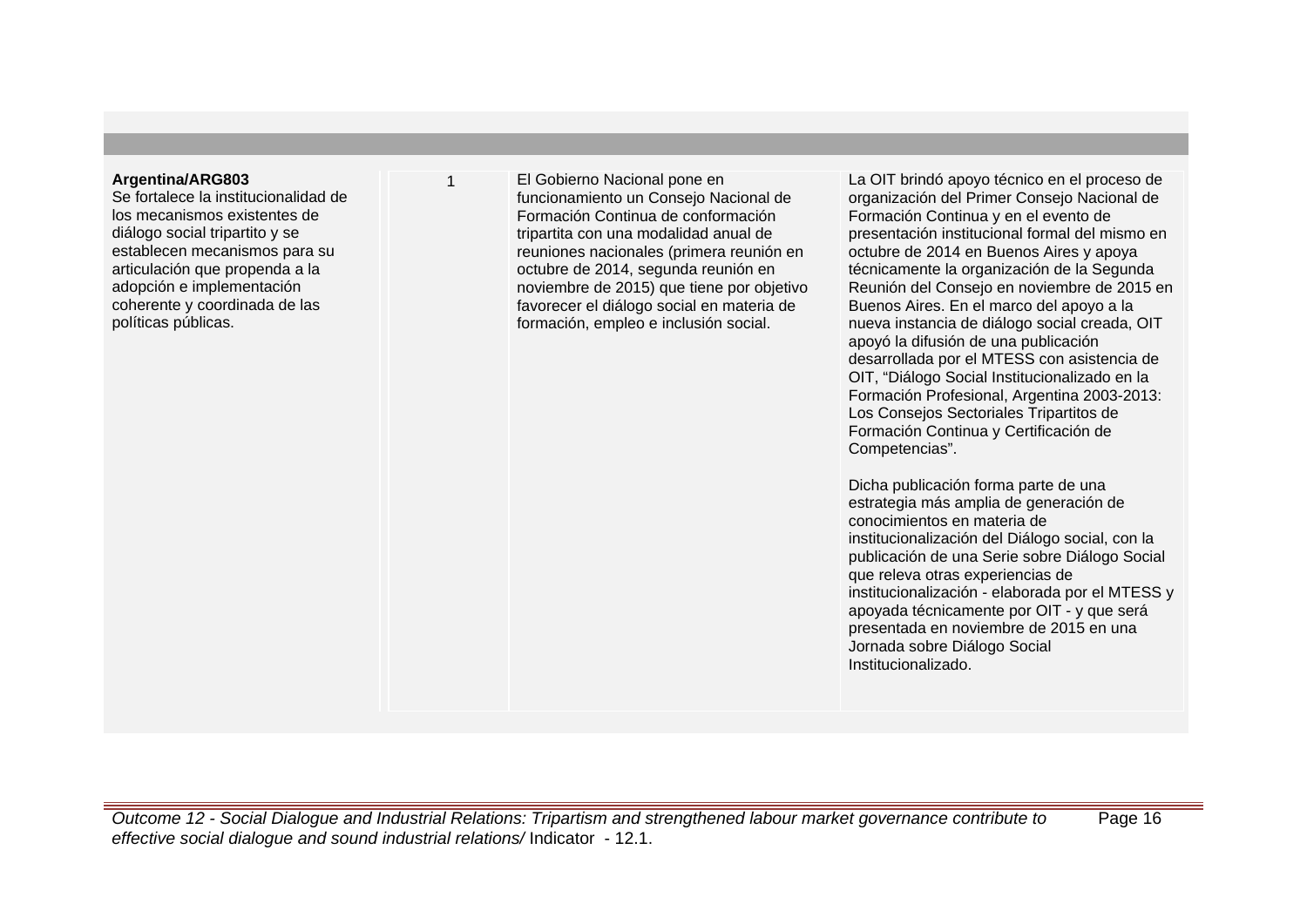| | | | |
|---|---|---|---|
| **Argentina/ARG803**<br>Se fortalece la institucionalidad de los mecanismos existentes de diálogo social tripartito y se establecen mecanismos para su articulación que propenda a la adopción e implementación coherente y coordinada de las políticas públicas. | 1 | El Gobierno Nacional pone en funcionamiento un Consejo Nacional de Formación Continua de conformación tripartita con una modalidad anual de reuniones nacionales (primera reunión en octubre de 2014, segunda reunión en noviembre de 2015) que tiene por objetivo favorecer el diálogo social en materia de formación, empleo e inclusión social. | La OIT brindó apoyo técnico en el proceso de organización del Primer Consejo Nacional de Formación Continua y en el evento de presentación institucional formal del mismo en octubre de 2014 en Buenos Aires y apoya técnicamente la organización de la Segunda Reunión del Consejo en noviembre de 2015 en Buenos Aires. En el marco del apoyo a la nueva instancia de diálogo social creada, OIT apoyó la difusión de una publicación desarrollada por el MTESS con asistencia de OIT, "Diálogo Social Institucionalizado en la Formación Profesional, Argentina 2003-2013: Los Consejos Sectoriales Tripartitos de Formación Continua y Certificación de Competencias".<br><br>Dicha publicación forma parte de una estrategia más amplia de generación de conocimientos en materia de institucionalización del Diálogo social, con la publicación de una Serie sobre Diálogo Social que releva otras experiencias de institucionalización - elaborada por el MTESS y apoyada técnicamente por OIT - y que será presentada en noviembre de 2015 en una Jornada sobre Diálogo Social Institucionalizado. |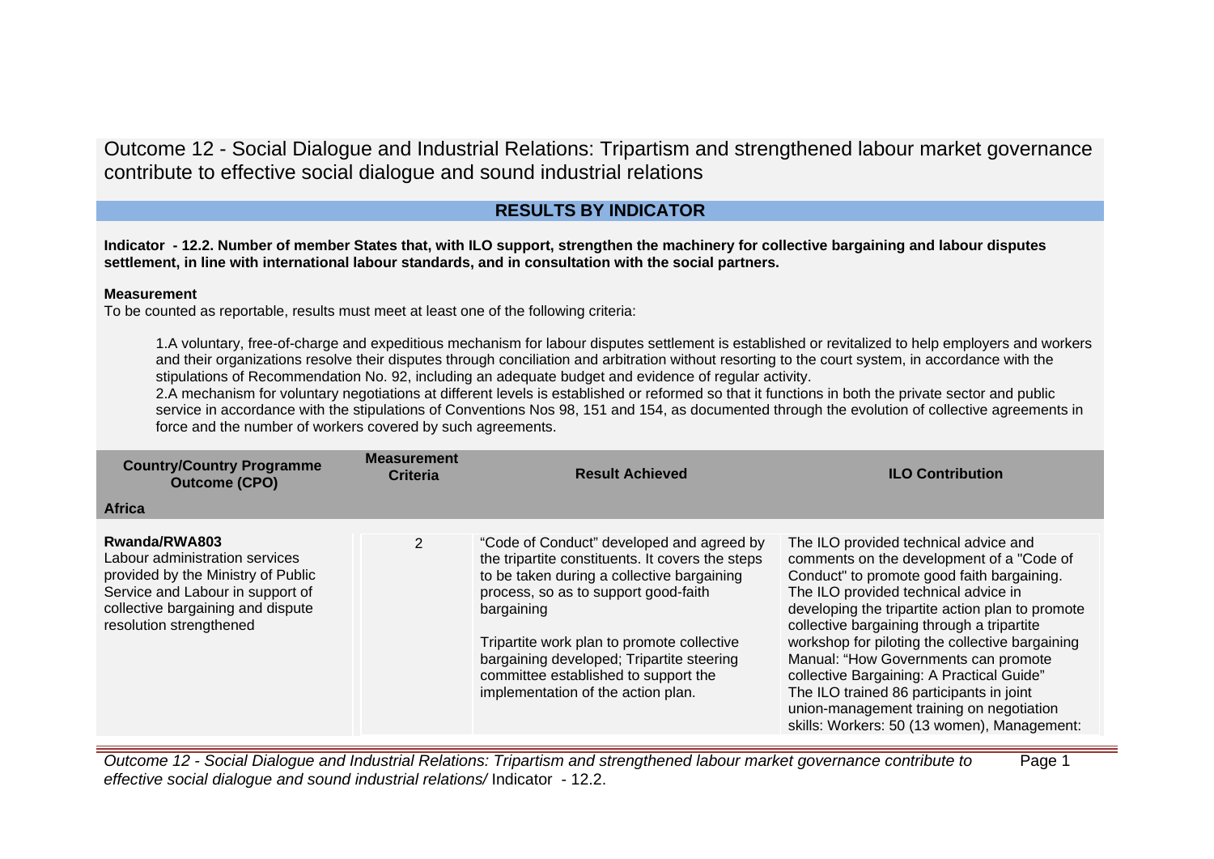# Outcome 12 - Social Dialogue and Industrial Relations: Tripartism and strengthened labour market governance contribute to effective social dialogue and sound industrial relations

## RESULTS BY INDICATOR

**Indicator - 12.2. Number of member States that, with ILO support, strengthen the machinery for collective bargaining and labour disputes settlement, in line with international labour standards, and in consultation with the social partners.**

**Measurement**

To be counted as reportable, results must meet at least one of the following criteria:

1. A voluntary, free-of-charge and expeditious mechanism for labour disputes settlement is established or revitalized to help employers and workers and their organizations resolve their disputes through conciliation and arbitration without resorting to the court system, in accordance with the stipulations of Recommendation No. 92, including an adequate budget and evidence of regular activity.
2. A mechanism for voluntary negotiations at different levels is established or reformed so that it functions in both the private sector and public service in accordance with the stipulations of Conventions Nos 98, 151 and 154, as documented through the evolution of collective agreements in force and the number of workers covered by such agreements.

| Country/Country Programme Outcome (CPO) | Measurement Criteria | Result Achieved | ILO Contribution |
|---|---|---|---|
| **Africa** | | | |
| **Rwanda/RWA803**<br>Labour administration services provided by the Ministry of Public Service and Labour in support of collective bargaining and dispute resolution strengthened | 2 | "Code of Conduct" developed and agreed by the tripartite constituents. It covers the steps to be taken during a collective bargaining process, so as to support good-faith bargaining<br><br>Tripartite work plan to promote collective bargaining developed; Tripartite steering committee established to support the implementation of the action plan. | The ILO provided technical advice and comments on the development of a "Code of Conduct" to promote good faith bargaining.<br>The ILO provided technical advice in developing the tripartite action plan to promote collective bargaining through a tripartite workshop for piloting the collective bargaining Manual: "How Governments can promote collective Bargaining: A Practical Guide"<br>The ILO trained 86 participants in joint union-management training on negotiation skills: Workers: 50 (13 women), Management: |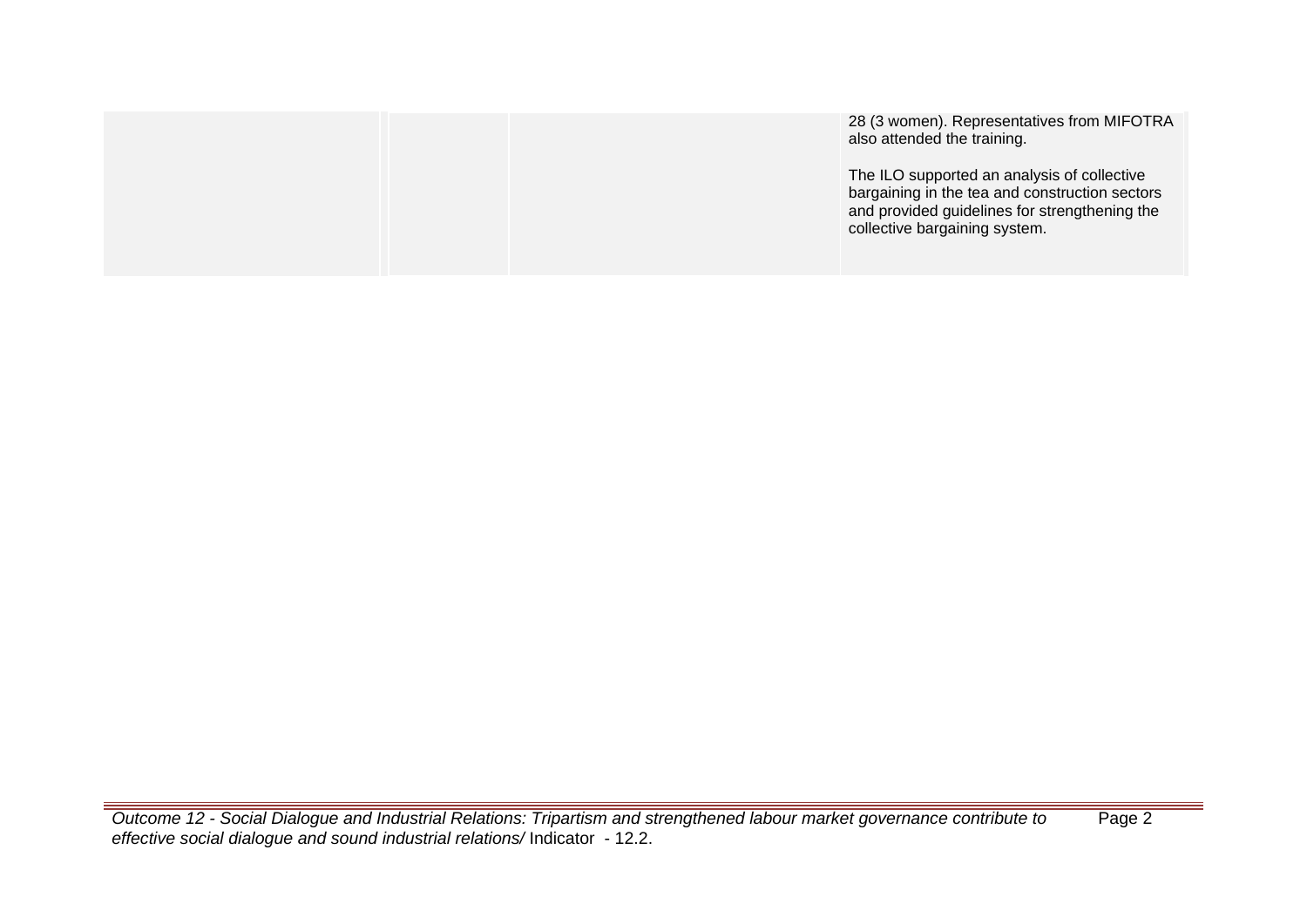|  |  |  | 28 (3 women). Representatives from MIFOTRA also attended the training.<br><br>The ILO supported an analysis of collective bargaining in the tea and construction sectors and provided guidelines for strengthening the collective bargaining system. |
|---|---|---|---|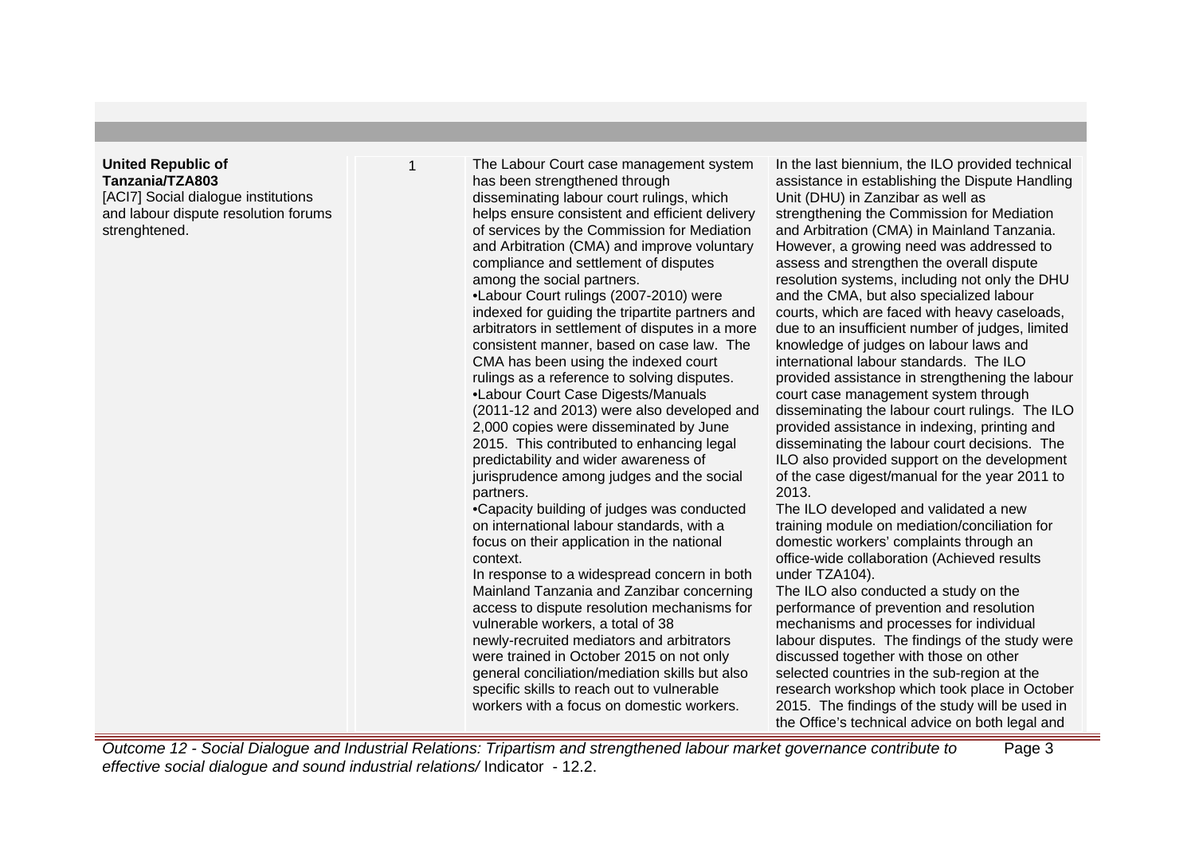| | | | |
|---|---|---|---|
| **United Republic of Tanzania/TZA803**<br>[ACI7] Social dialogue institutions and labour dispute resolution forums strenghtened. | 1 | The Labour Court case management system has been strengthened through disseminating labour court rulings, which helps ensure consistent and efficient delivery of services by the Commission for Mediation and Arbitration (CMA) and improve voluntary compliance and settlement of disputes among the social partners.<br>•Labour Court rulings (2007-2010) were indexed for guiding the tripartite partners and arbitrators in settlement of disputes in a more consistent manner, based on case law. The CMA has been using the indexed court rulings as a reference to solving disputes.<br>•Labour Court Case Digests/Manuals (2011-12 and 2013) were also developed and 2,000 copies were disseminated by June 2015. This contributed to enhancing legal predictability and wider awareness of jurisprudence among judges and the social partners.<br>•Capacity building of judges was conducted on international labour standards, with a focus on their application in the national context.<br>In response to a widespread concern in both Mainland Tanzania and Zanzibar concerning access to dispute resolution mechanisms for vulnerable workers, a total of 38 newly-recruited mediators and arbitrators were trained in October 2015 on not only general conciliation/mediation skills but also specific skills to reach out to vulnerable workers with a focus on domestic workers. | In the last biennium, the ILO provided technical assistance in establishing the Dispute Handling Unit (DHU) in Zanzibar as well as strengthening the Commission for Mediation and Arbitration (CMA) in Mainland Tanzania. However, a growing need was addressed to assess and strengthen the overall dispute resolution systems, including not only the DHU and the CMA, but also specialized labour courts, which are faced with heavy caseloads, due to an insufficient number of judges, limited knowledge of judges on labour laws and international labour standards. The ILO provided assistance in strengthening the labour court case management system through disseminating the labour court rulings. The ILO provided assistance in indexing, printing and disseminating the labour court decisions. The ILO also provided support on the development of the case digest/manual for the year 2011 to 2013.<br>The ILO developed and validated a new training module on mediation/conciliation for domestic workers' complaints through an office-wide collaboration (Achieved results under TZA104).<br>The ILO also conducted a study on the performance of prevention and resolution mechanisms and processes for individual labour disputes. The findings of the study were discussed together with those on other selected countries in the sub-region at the research workshop which took place in October 2015. The findings of the study will be used in the Office's technical advice on both legal and |

*Outcome 12 - Social Dialogue and Industrial Relations: Tripartism and strengthened labour market governance contribute to effective social dialogue and sound industrial relations/* Indicator - 12.2.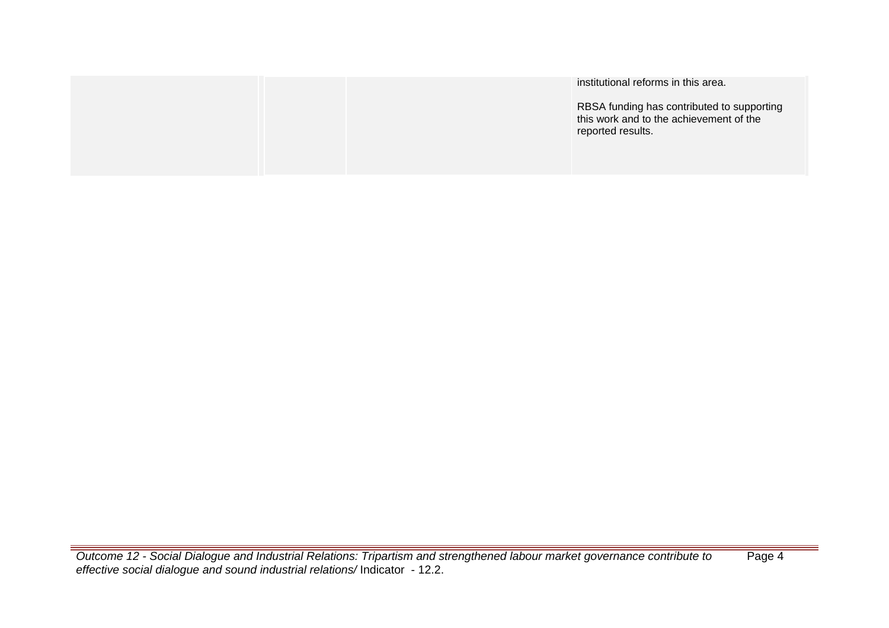|  |  |  | institutional reforms in this area.<br><br>RBSA funding has contributed to supporting this work and to the achievement of the reported results. |
|---|---|---|---|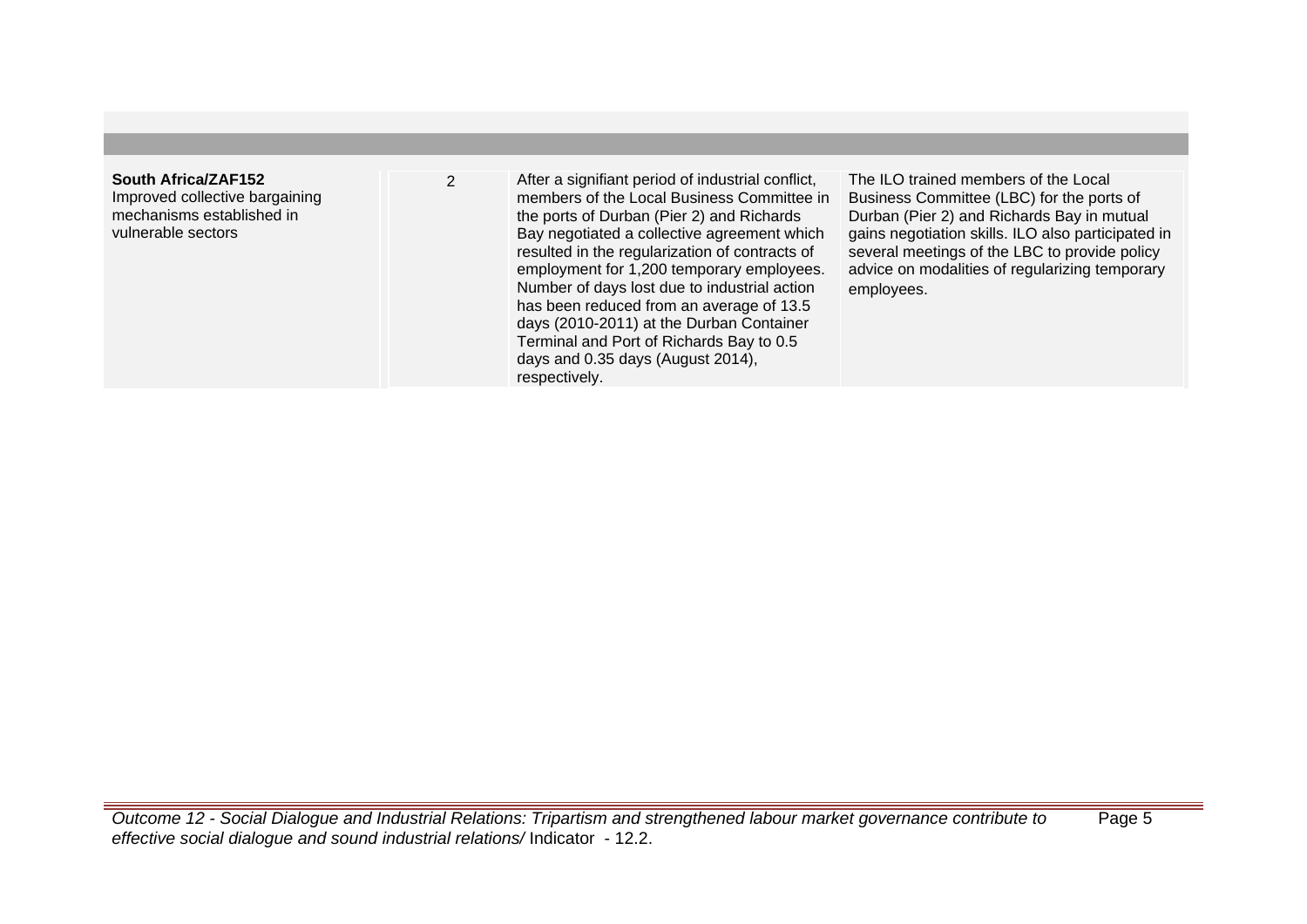| | | | |
|---|---|---|---|
| **South Africa/ZAF152**<br>Improved collective bargaining mechanisms established in vulnerable sectors | 2 | After a signifiant period of industrial conflict, members of the Local Business Committee in the ports of Durban (Pier 2) and Richards Bay negotiated a collective agreement which resulted in the regularization of contracts of employment for 1,200 temporary employees. Number of days lost due to industrial action has been reduced from an average of 13.5 days (2010-2011) at the Durban Container Terminal and Port of Richards Bay to 0.5 days and 0.35 days (August 2014), respectively. | The ILO trained members of the Local Business Committee (LBC) for the ports of Durban (Pier 2) and Richards Bay in mutual gains negotiation skills. ILO also participated in several meetings of the LBC to provide policy advice on modalities of regularizing temporary employees. |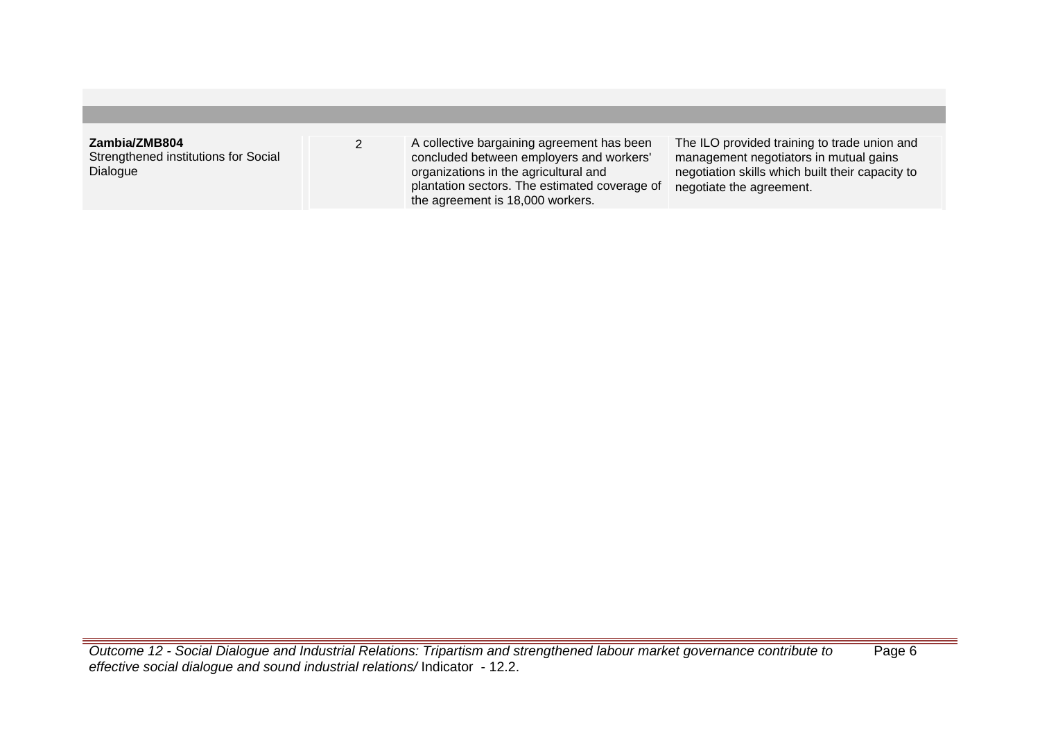| | | | |
|---|---|---|---|
| **Zambia/ZMB804**<br>Strengthened institutions for Social Dialogue | 2 | A collective bargaining agreement has been concluded between employers and workers' organizations in the agricultural and plantation sectors. The estimated coverage of the agreement is 18,000 workers. | The ILO provided training to trade union and management negotiators in mutual gains negotiation skills which built their capacity to negotiate the agreement. |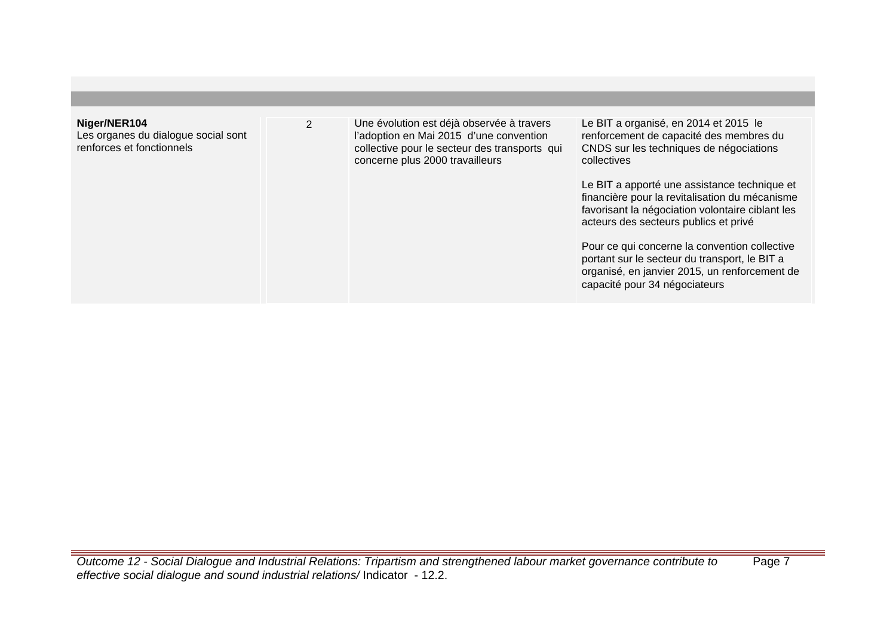| | | | |
|---|---|---|---|
| **Niger/NER104**<br>Les organes du dialogue social sont renforces et fonctionnels | 2 | Une évolution est déjà observée à travers l'adoption en Mai 2015 d'une convention collective pour le secteur des transports qui concerne plus 2000 travailleurs | Le BIT a organisé, en 2014 et 2015 le renforcement de capacité des membres du CNDS sur les techniques de négociations collectives<br><br>Le BIT a apporté une assistance technique et financière pour la revitalisation du mécanisme favorisant la négociation volontaire ciblant les acteurs des secteurs publics et privé<br><br>Pour ce qui concerne la convention collective portant sur le secteur du transport, le BIT a organisé, en janvier 2015, un renforcement de capacité pour 34 négociateurs |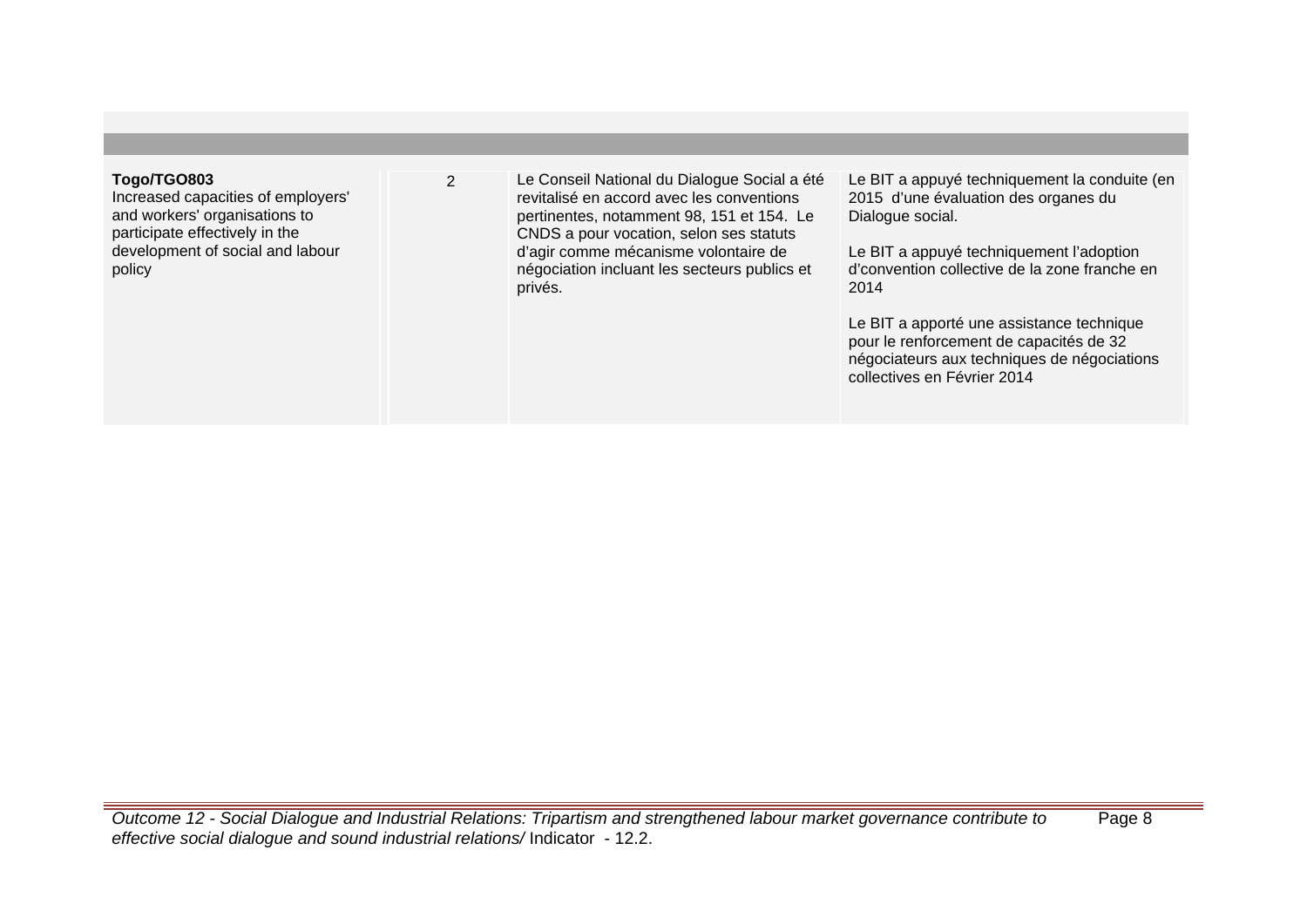| | | | | |
|---|---|---|---|---|
| **Togo/TGO803**<br>Increased capacities of employers' and workers' organisations to participate effectively in the development of social and labour policy | | 2 | Le Conseil National du Dialogue Social a été revitalisé en accord avec les conventions pertinentes, notamment 98, 151 et 154. Le CNDS a pour vocation, selon ses statuts d'agir comme mécanisme volontaire de négociation incluant les secteurs publics et privés. | Le BIT a appuyé techniquement la conduite (en 2015 d'une évaluation des organes du Dialogue social.<br><br>Le BIT a appuyé techniquement l'adoption d'convention collective de la zone franche en 2014<br><br>Le BIT a apporté une assistance technique pour le renforcement de capacités de 32 négociateurs aux techniques de négociations collectives en Février 2014 |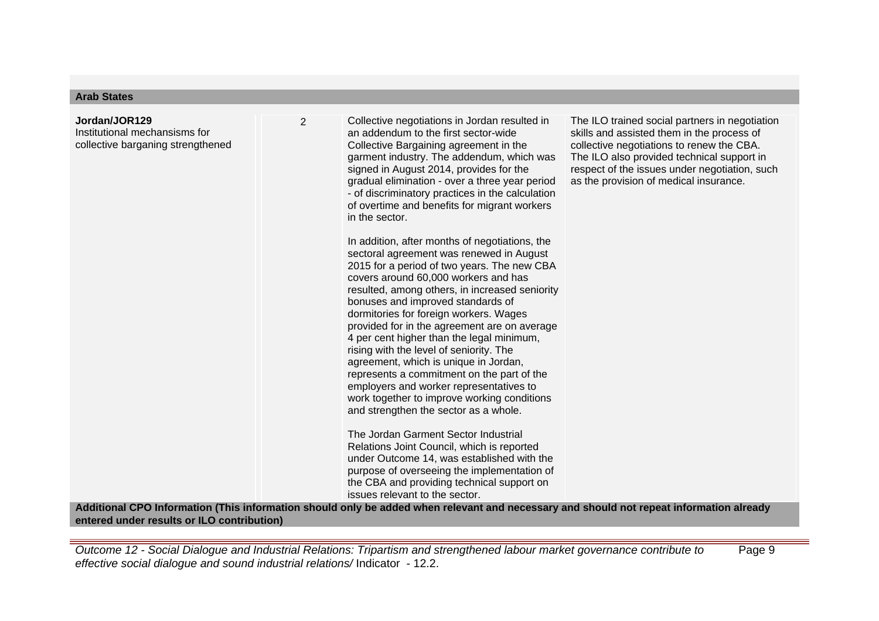**Arab States**

| | | | |
|---|---|---|---|
| **Jordan/JOR129**<br>Institutional mechansisms for collective barganing strengthened | 2 | Collective negotiations in Jordan resulted in an addendum to the first sector-wide Collective Bargaining agreement in the garment industry. The addendum, which was signed in August 2014, provides for the gradual elimination - over a three year period - of discriminatory practices in the calculation of overtime and benefits for migrant workers in the sector.<br><br>In addition, after months of negotiations, the sectoral agreement was renewed in August 2015 for a period of two years. The new CBA covers around 60,000 workers and has resulted, among others, in increased seniority bonuses and improved standards of dormitories for foreign workers. Wages provided for in the agreement are on average 4 per cent higher than the legal minimum, rising with the level of seniority. The agreement, which is unique in Jordan, represents a commitment on the part of the employers and worker representatives to work together to improve working conditions and strengthen the sector as a whole.<br><br>The Jordan Garment Sector Industrial Relations Joint Council, which is reported under Outcome 14, was established with the purpose of overseeing the implementation of the CBA and providing technical support on issues relevant to the sector. | The ILO trained social partners in negotiation skills and assisted them in the process of collective negotiations to renew the CBA. The ILO also provided technical support in respect of the issues under negotiation, such as the provision of medical insurance. |

**Additional CPO Information (This information should only be added when relevant and necessary and should not repeat information already entered under results or ILO contribution)**

*Outcome 12 - Social Dialogue and Industrial Relations: Tripartism and strengthened labour market governance contribute to effective social dialogue and sound industrial relations/* Indicator - 12.2.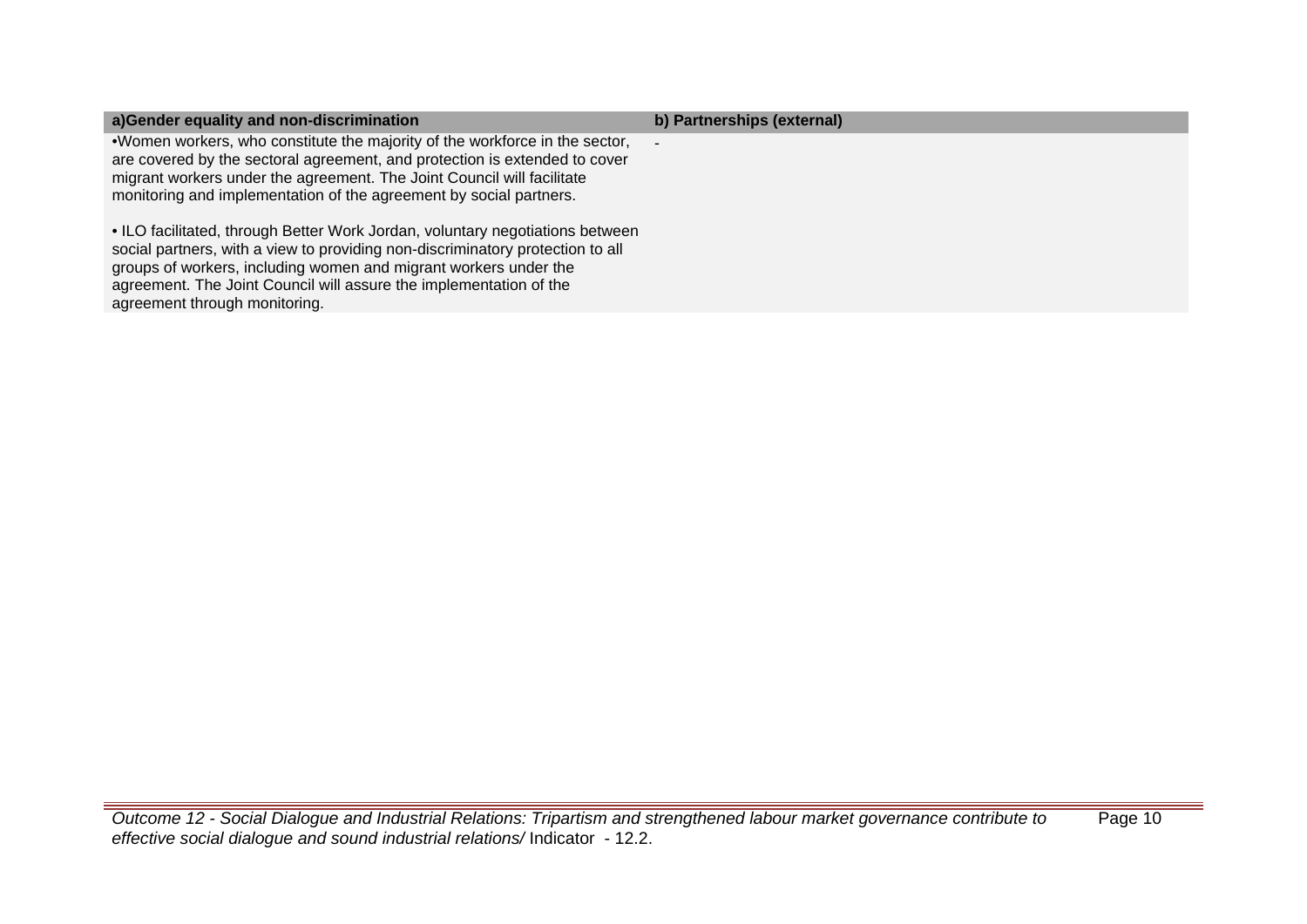| a)Gender equality and non-discrimination | b) Partnerships (external) |
| --- | --- |
| •Women workers, who constitute the majority of the workforce in the sector, are covered by the sectoral agreement, and protection is extended to cover migrant workers under the agreement. The Joint Council will facilitate monitoring and implementation of the agreement by social partners.<br><br>• ILO facilitated, through Better Work Jordan, voluntary negotiations between social partners, with a view to providing non-discriminatory protection to all groups of workers, including women and migrant workers under the agreement. The Joint Council will assure the implementation of the agreement through monitoring. | - |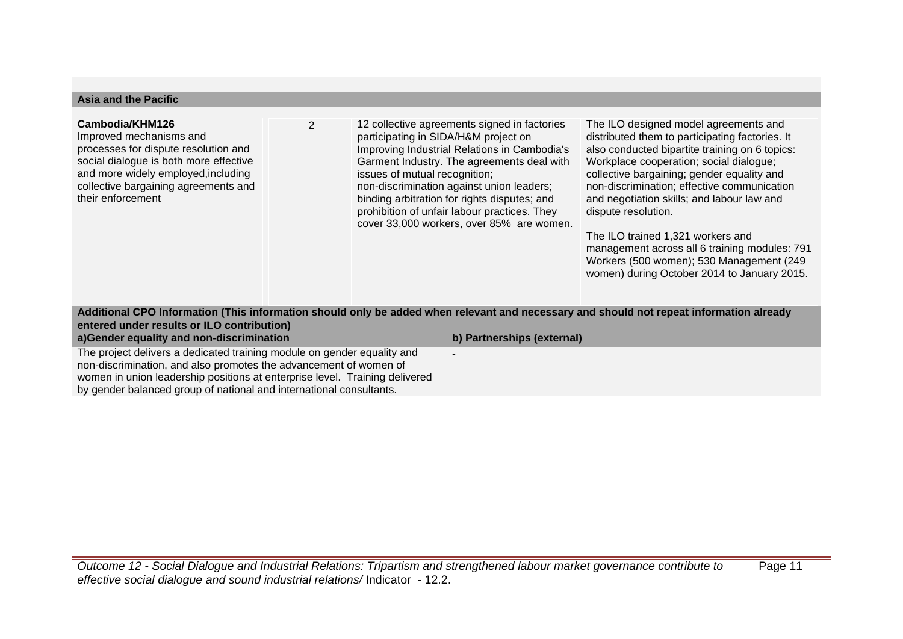**Asia and the Pacific**

| | | | |
|---|---|---|---|
| **Cambodia/KHM126**<br>Improved mechanisms and processes for dispute resolution and social dialogue is both more effective and more widely employed,including collective bargaining agreements and their enforcement | 2 | 12 collective agreements signed in factories participating in SIDA/H&M project on Improving Industrial Relations in Cambodia's Garment Industry. The agreements deal with issues of mutual recognition; non-discrimination against union leaders; binding arbitration for rights disputes; and prohibition of unfair labour practices. They cover 33,000 workers, over 85% are women. | The ILO designed model agreements and distributed them to participating factories. It also conducted bipartite training on 6 topics: Workplace cooperation; social dialogue; collective bargaining; gender equality and non-discrimination; effective communication and negotiation skills; and labour law and dispute resolution.<br><br>The ILO trained 1,321 workers and management across all 6 training modules: 791 Workers (500 women); 530 Management (249 women) during October 2014 to January 2015. |

**Additional CPO Information (This information should only be added when relevant and necessary and should not repeat information already entered under results or ILO contribution)**

| a)Gender equality and non-discrimination | b) Partnerships (external) |
|---|---|
| The project delivers a dedicated training module on gender equality and non-discrimination, and also promotes the advancement of women of women in union leadership positions at enterprise level. Training delivered by gender balanced group of national and international consultants. | - |

*Outcome 12 - Social Dialogue and Industrial Relations: Tripartism and strengthened labour market governance contribute to effective social dialogue and sound industrial relations/* Indicator - 12.2.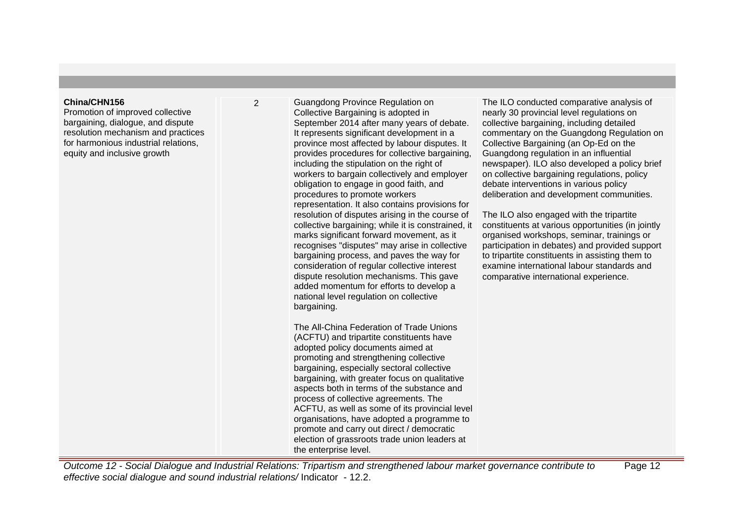| | | | |
|---|---|---|---|
| **China/CHN156**<br>Promotion of improved collective bargaining, dialogue, and dispute resolution mechanism and practices for harmonious industrial relations, equity and inclusive growth | 2 | Guangdong Province Regulation on Collective Bargaining is adopted in September 2014 after many years of debate. It represents significant development in a province most affected by labour disputes. It provides procedures for collective bargaining, including the stipulation on the right of workers to bargain collectively and employer obligation to engage in good faith, and procedures to promote workers representation. It also contains provisions for resolution of disputes arising in the course of collective bargaining; while it is constrained, it marks significant forward movement, as it recognises "disputes" may arise in collective bargaining process, and paves the way for consideration of regular collective interest dispute resolution mechanisms. This gave added momentum for efforts to develop a national level regulation on collective bargaining.<br><br>The All-China Federation of Trade Unions (ACFTU) and tripartite constituents have adopted policy documents aimed at promoting and strengthening collective bargaining, especially sectoral collective bargaining, with greater focus on qualitative aspects both in terms of the substance and process of collective agreements. The ACFTU, as well as some of its provincial level organisations, have adopted a programme to promote and carry out direct / democratic election of grassroots trade union leaders at the enterprise level. | The ILO conducted comparative analysis of nearly 30 provincial level regulations on collective bargaining, including detailed commentary on the Guangdong Regulation on Collective Bargaining (an Op-Ed on the Guangdong regulation in an influential newspaper). ILO also developed a policy brief on collective bargaining regulations, policy debate interventions in various policy deliberation and development communities.<br><br>The ILO also engaged with the tripartite constituents at various opportunities (in jointly organised workshops, seminar, trainings or participation in debates) and provided support to tripartite constituents in assisting them to examine international labour standards and comparative international experience. |

*Outcome 12 - Social Dialogue and Industrial Relations: Tripartism and strengthened labour market governance contribute to effective social dialogue and sound industrial relations/* Indicator - 12.2.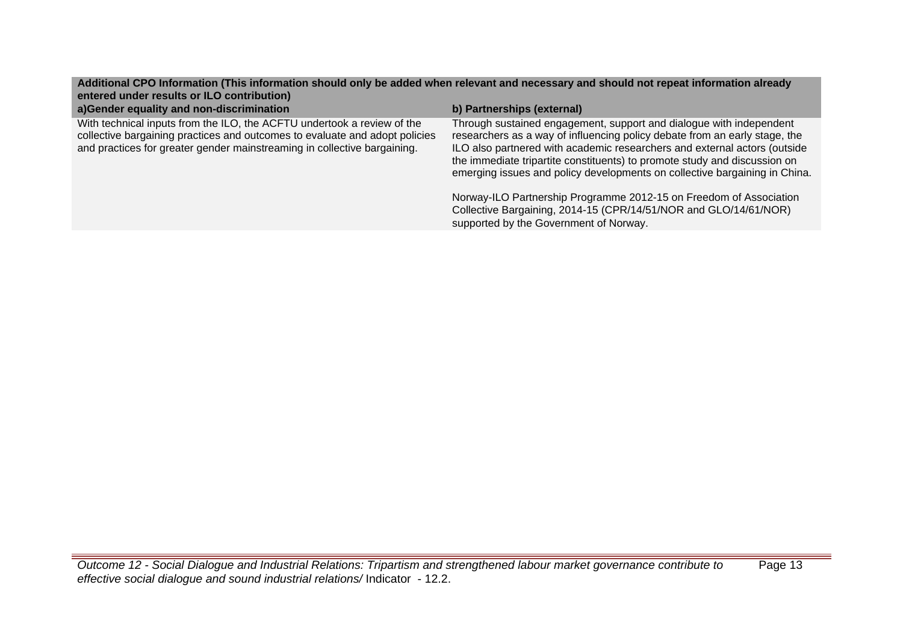| Additional CPO Information (This information should only be added when relevant and necessary and should not repeat information already entered under results or ILO contribution) | |
|---|---|
| **a)Gender equality and non-discrimination** | **b) Partnerships (external)** |
| With technical inputs from the ILO, the ACFTU undertook a review of the collective bargaining practices and outcomes to evaluate and adopt policies and practices for greater gender mainstreaming in collective bargaining. | Through sustained engagement, support and dialogue with independent researchers as a way of influencing policy debate from an early stage, the ILO also partnered with academic researchers and external actors (outside the immediate tripartite constituents) to promote study and discussion on emerging issues and policy developments on collective bargaining in China.<br><br>Norway-ILO Partnership Programme 2012-15 on Freedom of Association Collective Bargaining, 2014-15 (CPR/14/51/NOR and GLO/14/61/NOR) supported by the Government of Norway. |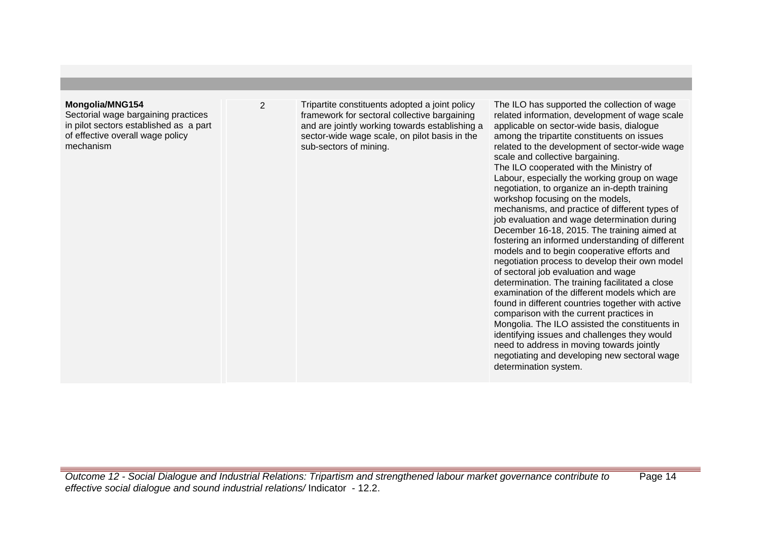| | | | |
|---|---|---|---|
| **Mongolia/MNG154**<br>Sectorial wage bargaining practices in pilot sectors established as a part of effective overall wage policy mechanism | 2 | Tripartite constituents adopted a joint policy framework for sectoral collective bargaining and are jointly working towards establishing a sector-wide wage scale, on pilot basis in the sub-sectors of mining. | The ILO has supported the collection of wage related information, development of wage scale applicable on sector-wide basis, dialogue among the tripartite constituents on issues related to the development of sector-wide wage scale and collective bargaining.<br>The ILO cooperated with the Ministry of Labour, especially the working group on wage negotiation, to organize an in-depth training workshop focusing on the models, mechanisms, and practice of different types of job evaluation and wage determination during December 16-18, 2015. The training aimed at fostering an informed understanding of different models and to begin cooperative efforts and negotiation process to develop their own model of sectoral job evaluation and wage determination. The training facilitated a close examination of the different models which are found in different countries together with active comparison with the current practices in Mongolia. The ILO assisted the constituents in identifying issues and challenges they would need to address in moving towards jointly negotiating and developing new sectoral wage determination system. |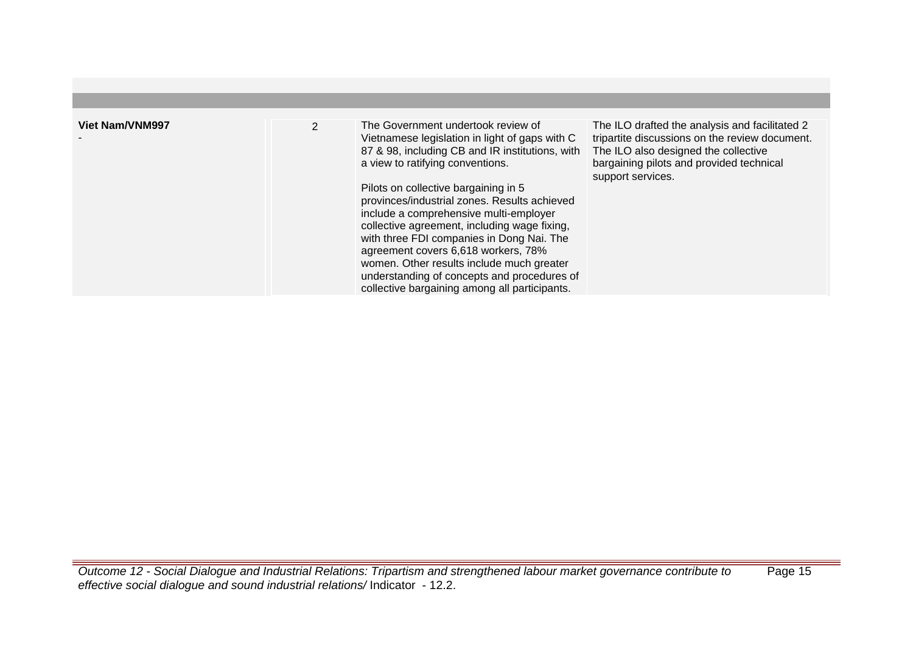| | | | |
|---|---|---|---|
| **Viet Nam/VNM997**<br>- | 2 | The Government undertook review of Vietnamese legislation in light of gaps with C 87 & 98, including CB and IR institutions, with a view to ratifying conventions.<br><br>Pilots on collective bargaining in 5 provinces/industrial zones. Results achieved include a comprehensive multi-employer collective agreement, including wage fixing, with three FDI companies in Dong Nai. The agreement covers 6,618 workers, 78% women. Other results include much greater understanding of concepts and procedures of collective bargaining among all participants. | The ILO drafted the analysis and facilitated 2 tripartite discussions on the review document. The ILO also designed the collective bargaining pilots and provided technical support services. |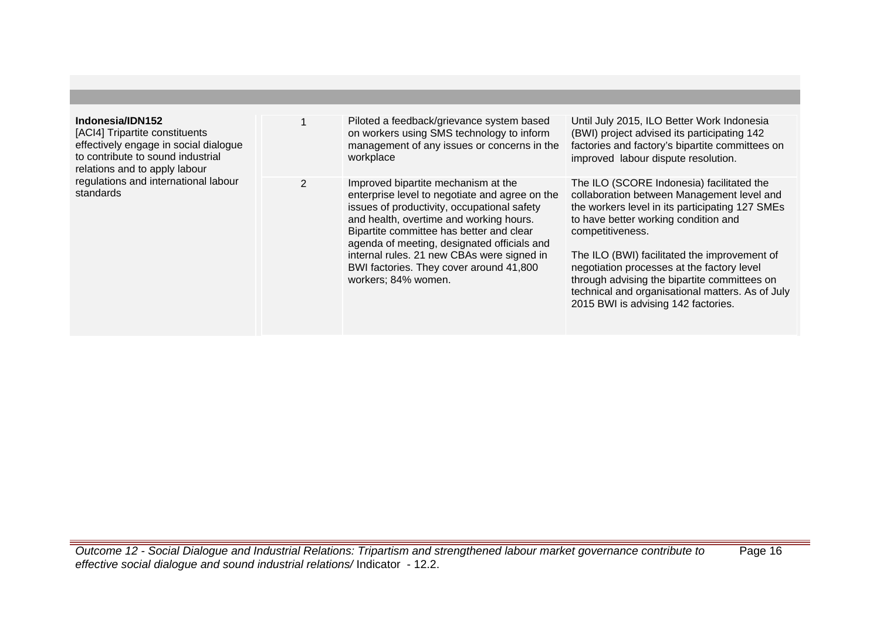| | | | |
|---|---|---|---|
| **Indonesia/IDN152**<br>[ACI4] Tripartite constituents effectively engage in social dialogue to contribute to sound industrial relations and to apply labour regulations and international labour standards | 1 | Piloted a feedback/grievance system based on workers using SMS technology to inform management of any issues or concerns in the workplace | Until July 2015, ILO Better Work Indonesia (BWI) project advised its participating 142 factories and factory's bipartite committees on improved labour dispute resolution. |
| | 2 | Improved bipartite mechanism at the enterprise level to negotiate and agree on the issues of productivity, occupational safety and health, overtime and working hours. Bipartite committee has better and clear agenda of meeting, designated officials and internal rules. 21 new CBAs were signed in BWI factories. They cover around 41,800 workers; 84% women. | The ILO (SCORE Indonesia) facilitated the collaboration between Management level and the workers level in its participating 127 SMEs to have better working condition and competitiveness.<br><br>The ILO (BWI) facilitated the improvement of negotiation processes at the factory level through advising the bipartite committees on technical and organisational matters. As of July 2015 BWI is advising 142 factories. |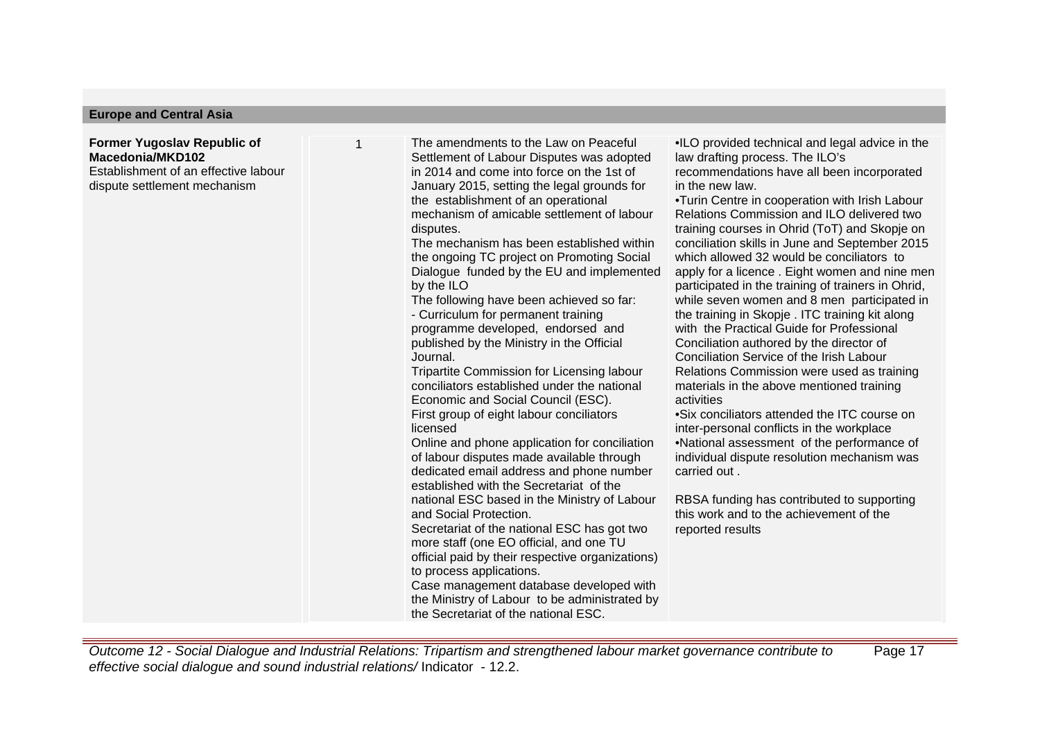| **Europe and Central Asia** | | | |
|---|---|---|---|
| **Former Yugoslav Republic of Macedonia/MKD102**<br>Establishment of an effective labour dispute settlement mechanism | 1 | The amendments to the Law on Peaceful Settlement of Labour Disputes was adopted in 2014 and come into force on the 1st of January 2015, setting the legal grounds for the establishment of an operational mechanism of amicable settlement of labour disputes.<br>The mechanism has been established within the ongoing TC project on Promoting Social Dialogue funded by the EU and implemented by the ILO<br>The following have been achieved so far:<br>- Curriculum for permanent training programme developed, endorsed and published by the Ministry in the Official Journal.<br>Tripartite Commission for Licensing labour conciliators established under the national Economic and Social Council (ESC).<br>First group of eight labour conciliators licensed<br>Online and phone application for conciliation of labour disputes made available through dedicated email address and phone number established with the Secretariat of the national ESC based in the Ministry of Labour and Social Protection.<br>Secretariat of the national ESC has got two more staff (one EO official, and one TU official paid by their respective organizations) to process applications.<br>Case management database developed with the Ministry of Labour to be administrated by the Secretariat of the national ESC. | •ILO provided technical and legal advice in the law drafting process. The ILO's recommendations have all been incorporated in the new law.<br>•Turin Centre in cooperation with Irish Labour Relations Commission and ILO delivered two training courses in Ohrid (ToT) and Skopje on conciliation skills in June and September 2015 which allowed 32 would be conciliators to apply for a licence . Eight women and nine men participated in the training of trainers in Ohrid, while seven women and 8 men participated in the training in Skopje . ITC training kit along with the Practical Guide for Professional Conciliation authored by the director of Conciliation Service of the Irish Labour Relations Commission were used as training materials in the above mentioned training activities<br>•Six conciliators attended the ITC course on inter-personal conflicts in the workplace<br>•National assessment of the performance of individual dispute resolution mechanism was carried out .<br><br>RBSA funding has contributed to supporting this work and to the achievement of the reported results |

*Outcome 12 - Social Dialogue and Industrial Relations: Tripartism and strengthened labour market governance contribute to effective social dialogue and sound industrial relations/* Indicator - 12.2.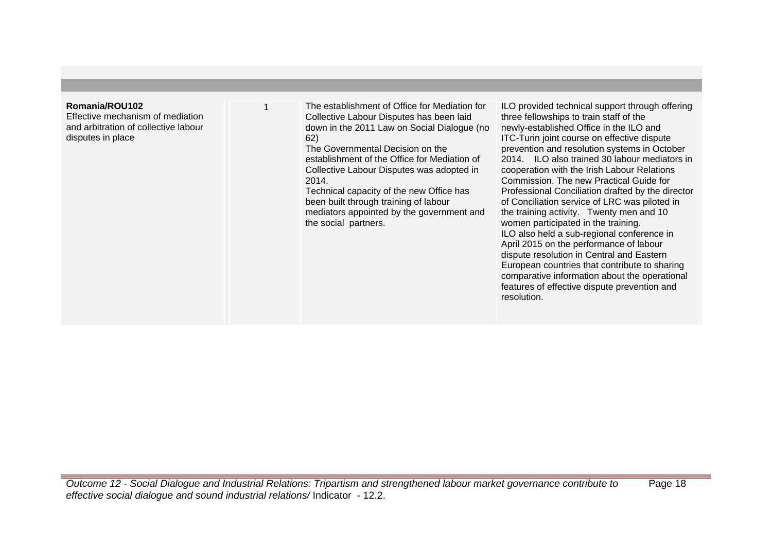| | | | |
|---|---|---|---|
| **Romania/ROU102**<br>Effective mechanism of mediation and arbitration of collective labour disputes in place | 1 | The establishment of Office for Mediation for Collective Labour Disputes has been laid down in the 2011 Law on Social Dialogue (no 62)<br>The Governmental Decision on the establishment of the Office for Mediation of Collective Labour Disputes was adopted in 2014.<br>Technical capacity of the new Office has been built through training of labour mediators appointed by the government and the social partners. | ILO provided technical support through offering three fellowships to train staff of the newly-established Office in the ILO and ITC-Turin joint course on effective dispute prevention and resolution systems in October 2014. ILO also trained 30 labour mediators in cooperation with the Irish Labour Relations Commission. The new Practical Guide for Professional Conciliation drafted by the director of Conciliation service of LRC was piloted in the training activity. Twenty men and 10 women participated in the training.<br>ILO also held a sub-regional conference in April 2015 on the performance of labour dispute resolution in Central and Eastern European countries that contribute to sharing comparative information about the operational features of effective dispute prevention and resolution. |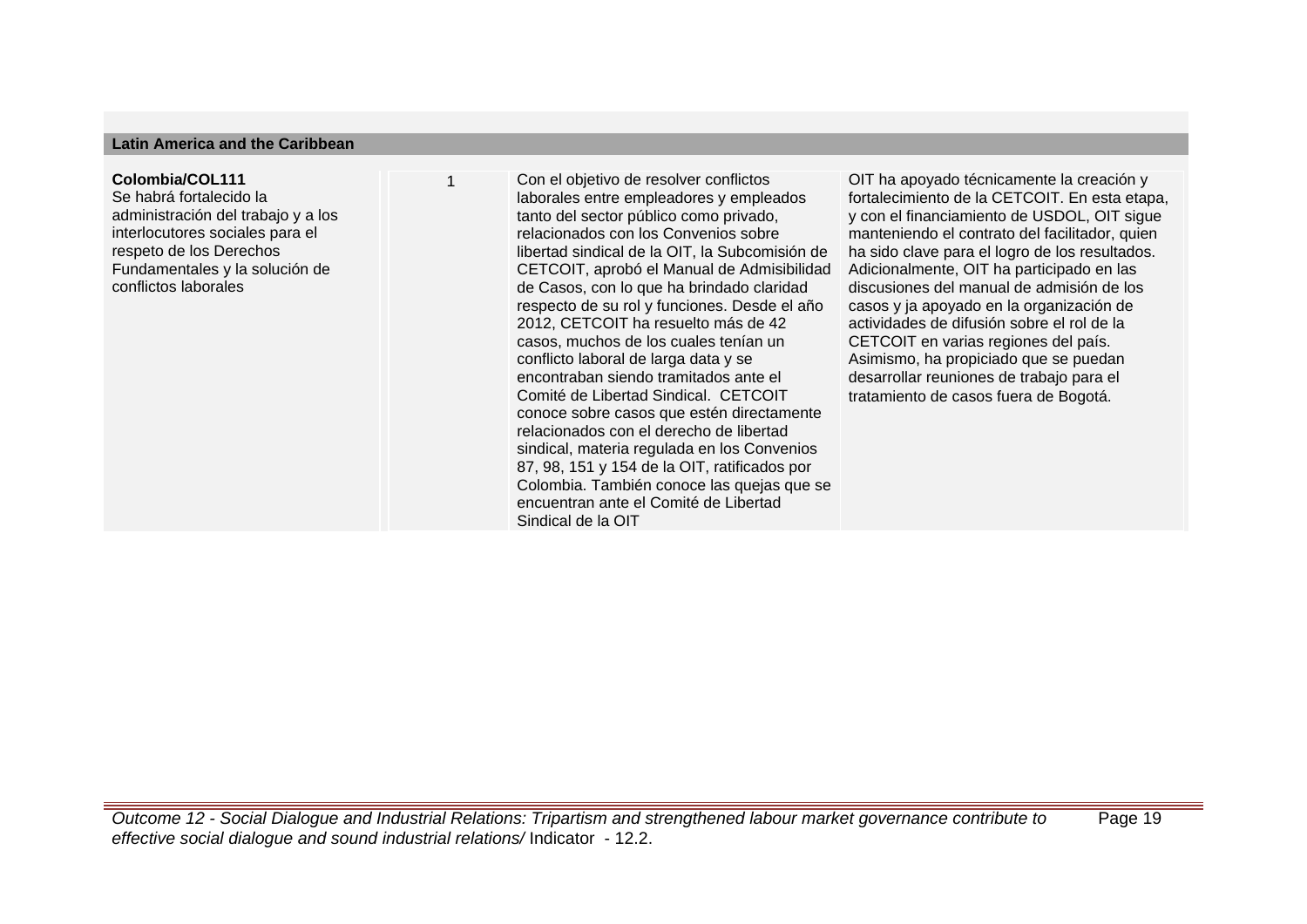## Latin America and the Caribbean

| | | | |
|---|---|---|---|
| **Colombia/COL111**<br>Se habrá fortalecido la administración del trabajo y a los interlocutores sociales para el respeto de los Derechos Fundamentales y la solución de conflictos laborales | 1 | Con el objetivo de resolver conflictos laborales entre empleadores y empleados tanto del sector público como privado, relacionados con los Convenios sobre libertad sindical de la OIT, la Subcomisión de CETCOIT, aprobó el Manual de Admisibilidad de Casos, con lo que ha brindado claridad respecto de su rol y funciones. Desde el año 2012, CETCOIT ha resuelto más de 42 casos, muchos de los cuales tenían un conflicto laboral de larga data y se encontraban siendo tramitados ante el Comité de Libertad Sindical. CETCOIT conoce sobre casos que estén directamente relacionados con el derecho de libertad sindical, materia regulada en los Convenios 87, 98, 151 y 154 de la OIT, ratificados por Colombia. También conoce las quejas que se encuentran ante el Comité de Libertad Sindical de la OIT | OIT ha apoyado técnicamente la creación y fortalecimiento de la CETCOIT. En esta etapa, y con el financiamiento de USDOL, OIT sigue manteniendo el contrato del facilitador, quien ha sido clave para el logro de los resultados. Adicionalmente, OIT ha participado en las discusiones del manual de admisión de los casos y ja apoyado en la organización de actividades de difusión sobre el rol de la CETCOIT en varias regiones del país. Asimismo, ha propiciado que se puedan desarrollar reuniones de trabajo para el tratamiento de casos fuera de Bogotá. |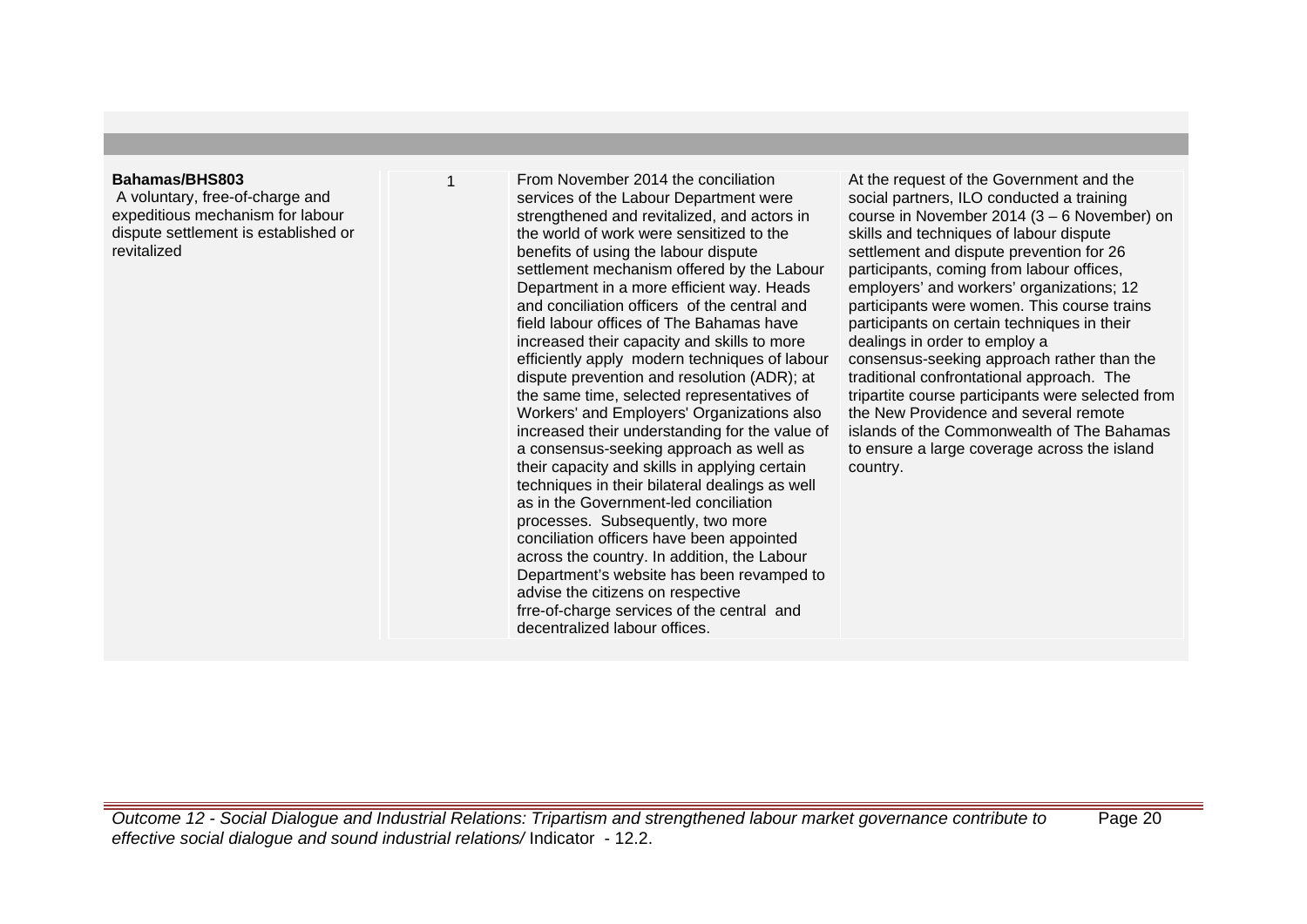| | | | |
|---|---|---|---|
| **Bahamas/BHS803**<br>A voluntary, free-of-charge and expeditious mechanism for labour dispute settlement is established or revitalized | 1 | From November 2014 the conciliation services of the Labour Department were strengthened and revitalized, and actors in the world of work were sensitized to the benefits of using the labour dispute settlement mechanism offered by the Labour Department in a more efficient way. Heads and conciliation officers of the central and field labour offices of The Bahamas have increased their capacity and skills to more efficiently apply modern techniques of labour dispute prevention and resolution (ADR); at the same time, selected representatives of Workers' and Employers' Organizations also increased their understanding for the value of a consensus-seeking approach as well as their capacity and skills in applying certain techniques in their bilateral dealings as well as in the Government-led conciliation processes. Subsequently, two more conciliation officers have been appointed across the country. In addition, the Labour Department's website has been revamped to advise the citizens on respective frre-of-charge services of the central and decentralized labour offices. | At the request of the Government and the social partners, ILO conducted a training course in November 2014 (3 – 6 November) on skills and techniques of labour dispute settlement and dispute prevention for 26 participants, coming from labour offices, employers' and workers' organizations; 12 participants were women. This course trains participants on certain techniques in their dealings in order to employ a consensus-seeking approach rather than the traditional confrontational approach. The tripartite course participants were selected from the New Providence and several remote islands of the Commonwealth of The Bahamas to ensure a large coverage across the island country. |